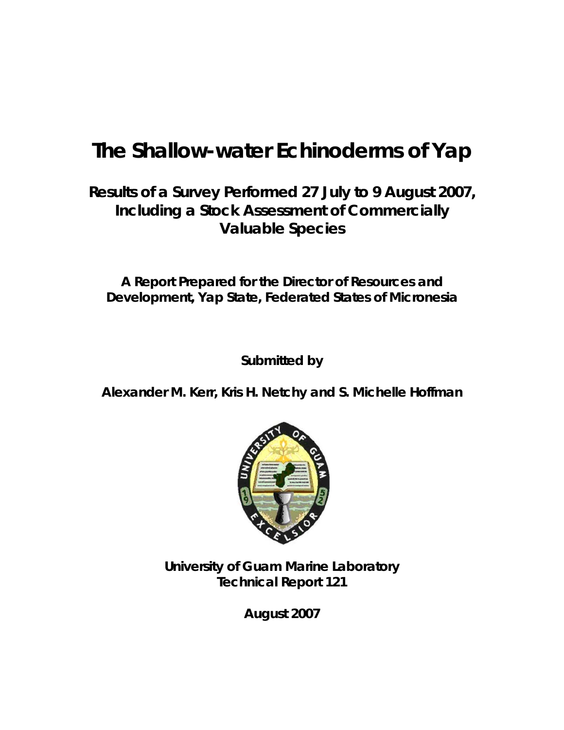# The Shallow-water Echinoderms of Yap

## Results of a Survey Performed 27 July to 9 August 2007, Including a Stock Assessment of Commercially Valuable Species

**A Report Prepared for the Director of Resources and Development, Yap State, Federated States of Micronesia**

**Submitted by**

**Alexander M. Kerr, Kris H. Netchy and S. Michelle Hoffman**

**University of Guam Marine Laboratory**
**Technical Report 121**

**August 2007**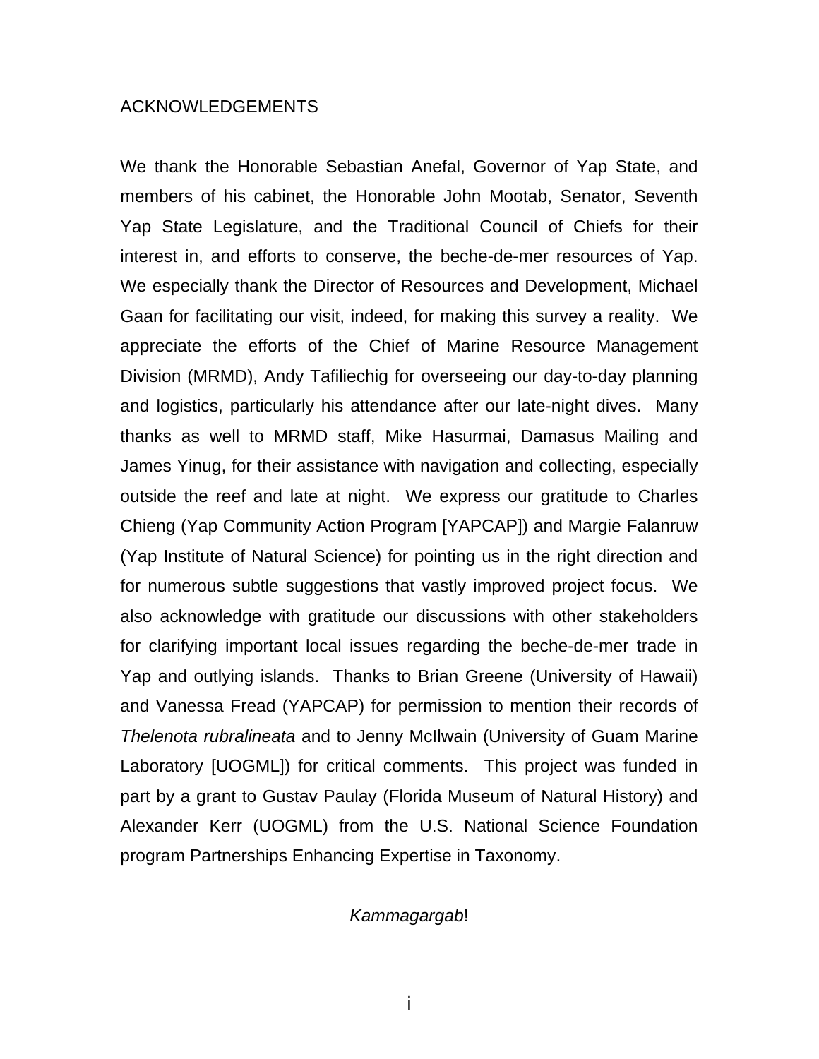# ACKNOWLEDGEMENTS

We thank the Honorable Sebastian Anefal, Governor of Yap State, and members of his cabinet, the Honorable John Mootab, Senator, Seventh Yap State Legislature, and the Traditional Council of Chiefs for their interest in, and efforts to conserve, the beche-de-mer resources of Yap. We especially thank the Director of Resources and Development, Michael Gaan for facilitating our visit, indeed, for making this survey a reality. We appreciate the efforts of the Chief of Marine Resource Management Division (MRMD), Andy Tafiliechig for overseeing our day-to-day planning and logistics, particularly his attendance after our late-night dives. Many thanks as well to MRMD staff, Mike Hasurmai, Damasus Mailing and James Yinug, for their assistance with navigation and collecting, especially outside the reef and late at night. We express our gratitude to Charles Chieng (Yap Community Action Program [YAPCAP]) and Margie Falanruw (Yap Institute of Natural Science) for pointing us in the right direction and for numerous subtle suggestions that vastly improved project focus. We also acknowledge with gratitude our discussions with other stakeholders for clarifying important local issues regarding the beche-de-mer trade in Yap and outlying islands. Thanks to Brian Greene (University of Hawaii) and Vanessa Fread (YAPCAP) for permission to mention their records of *Thelenota rubralineata* and to Jenny McIlwain (University of Guam Marine Laboratory [UOGML]) for critical comments. This project was funded in part by a grant to Gustav Paulay (Florida Museum of Natural History) and Alexander Kerr (UOGML) from the U.S. National Science Foundation program Partnerships Enhancing Expertise in Taxonomy.

*Kammagargab*!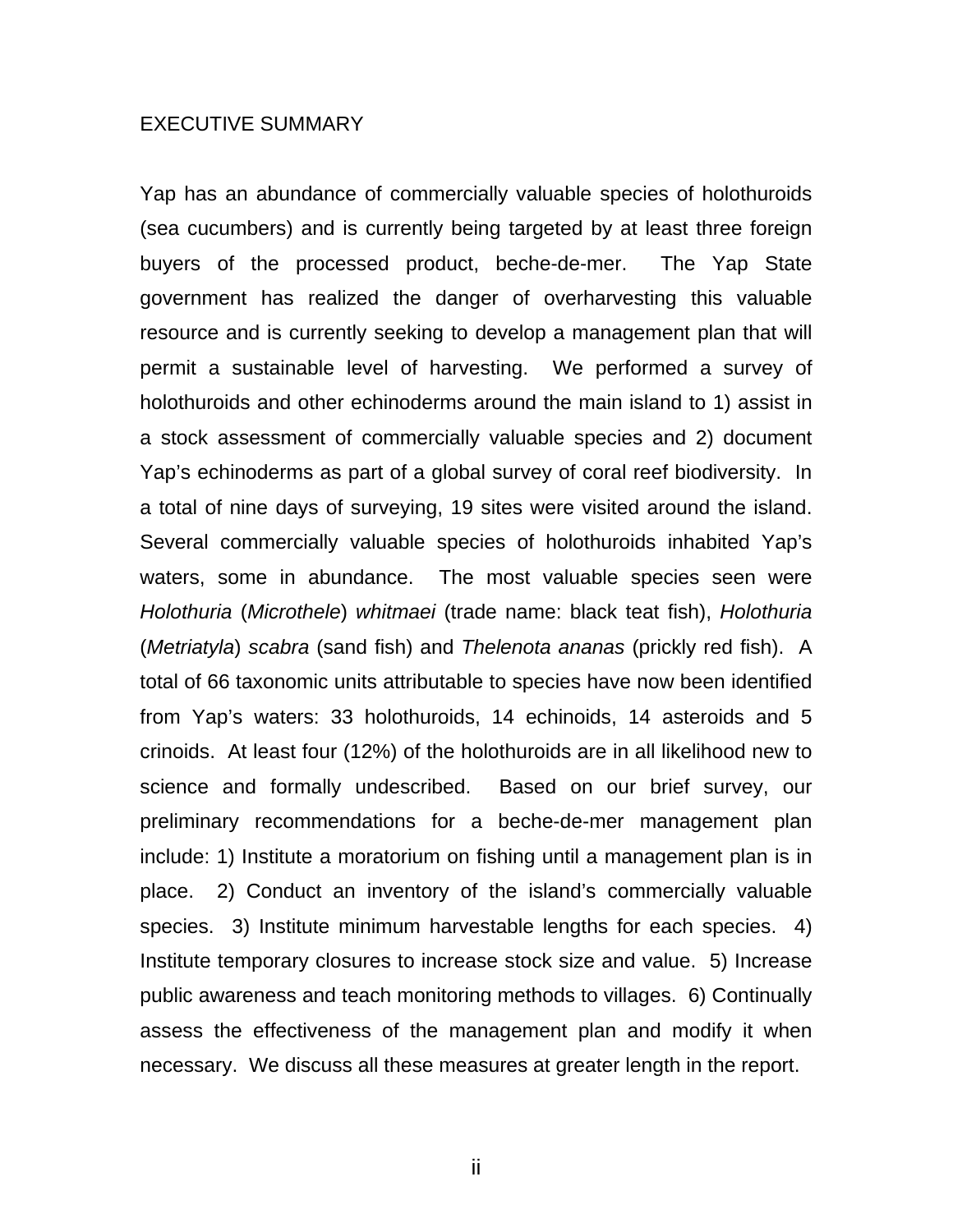# EXECUTIVE SUMMARY

Yap has an abundance of commercially valuable species of holothuroids (sea cucumbers) and is currently being targeted by at least three foreign buyers of the processed product, beche-de-mer. The Yap State government has realized the danger of overharvesting this valuable resource and is currently seeking to develop a management plan that will permit a sustainable level of harvesting. We performed a survey of holothuroids and other echinoderms around the main island to 1) assist in a stock assessment of commercially valuable species and 2) document Yap's echinoderms as part of a global survey of coral reef biodiversity. In a total of nine days of surveying, 19 sites were visited around the island. Several commercially valuable species of holothuroids inhabited Yap's waters, some in abundance. The most valuable species seen were *Holothuria* (*Microthele*) *whitmaei* (trade name: black teat fish), *Holothuria* (*Metriatyla*) *scabra* (sand fish) and *Thelenota ananas* (prickly red fish). A total of 66 taxonomic units attributable to species have now been identified from Yap's waters: 33 holothuroids, 14 echinoids, 14 asteroids and 5 crinoids. At least four (12%) of the holothuroids are in all likelihood new to science and formally undescribed. Based on our brief survey, our preliminary recommendations for a beche-de-mer management plan include: 1) Institute a moratorium on fishing until a management plan is in place. 2) Conduct an inventory of the island's commercially valuable species. 3) Institute minimum harvestable lengths for each species. 4) Institute temporary closures to increase stock size and value. 5) Increase public awareness and teach monitoring methods to villages. 6) Continually assess the effectiveness of the management plan and modify it when necessary. We discuss all these measures at greater length in the report.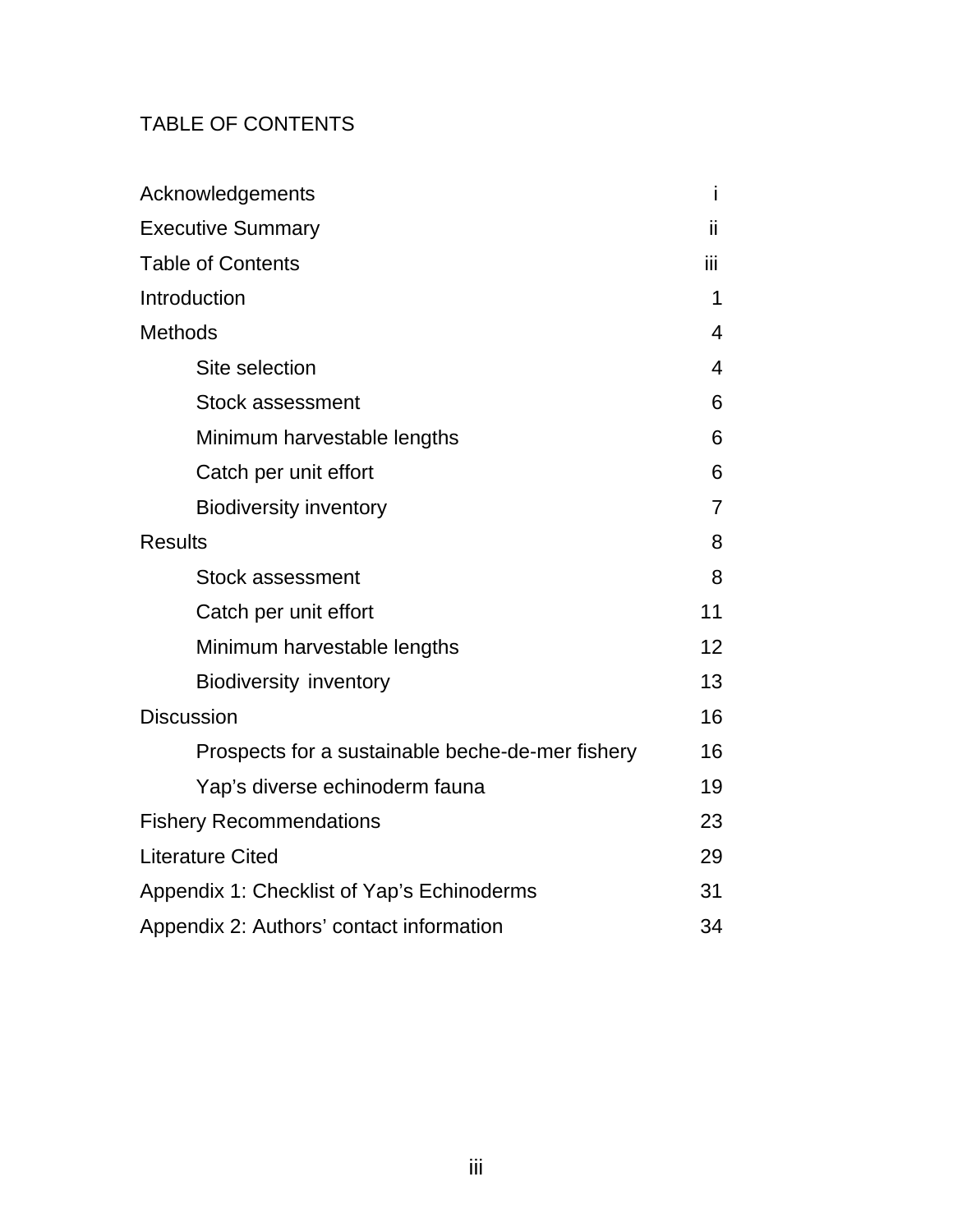# TABLE OF CONTENTS

| | |
|---|---|
| Acknowledgements | i |
| Executive Summary | ii |
| Table of Contents | iii |
| Introduction | 1 |
| Methods | 4 |
| Site selection | 4 |
| Stock assessment | 6 |
| Minimum harvestable lengths | 6 |
| Catch per unit effort | 6 |
| Biodiversity inventory | 7 |
| Results | 8 |
| Stock assessment | 8 |
| Catch per unit effort | 11 |
| Minimum harvestable lengths | 12 |
| Biodiversity inventory | 13 |
| Discussion | 16 |
| Prospects for a sustainable beche-de-mer fishery | 16 |
| Yap's diverse echinoderm fauna | 19 |
| Fishery Recommendations | 23 |
| Literature Cited | 29 |
| Appendix 1: Checklist of Yap's Echinoderms | 31 |
| Appendix 2: Authors' contact information | 34 |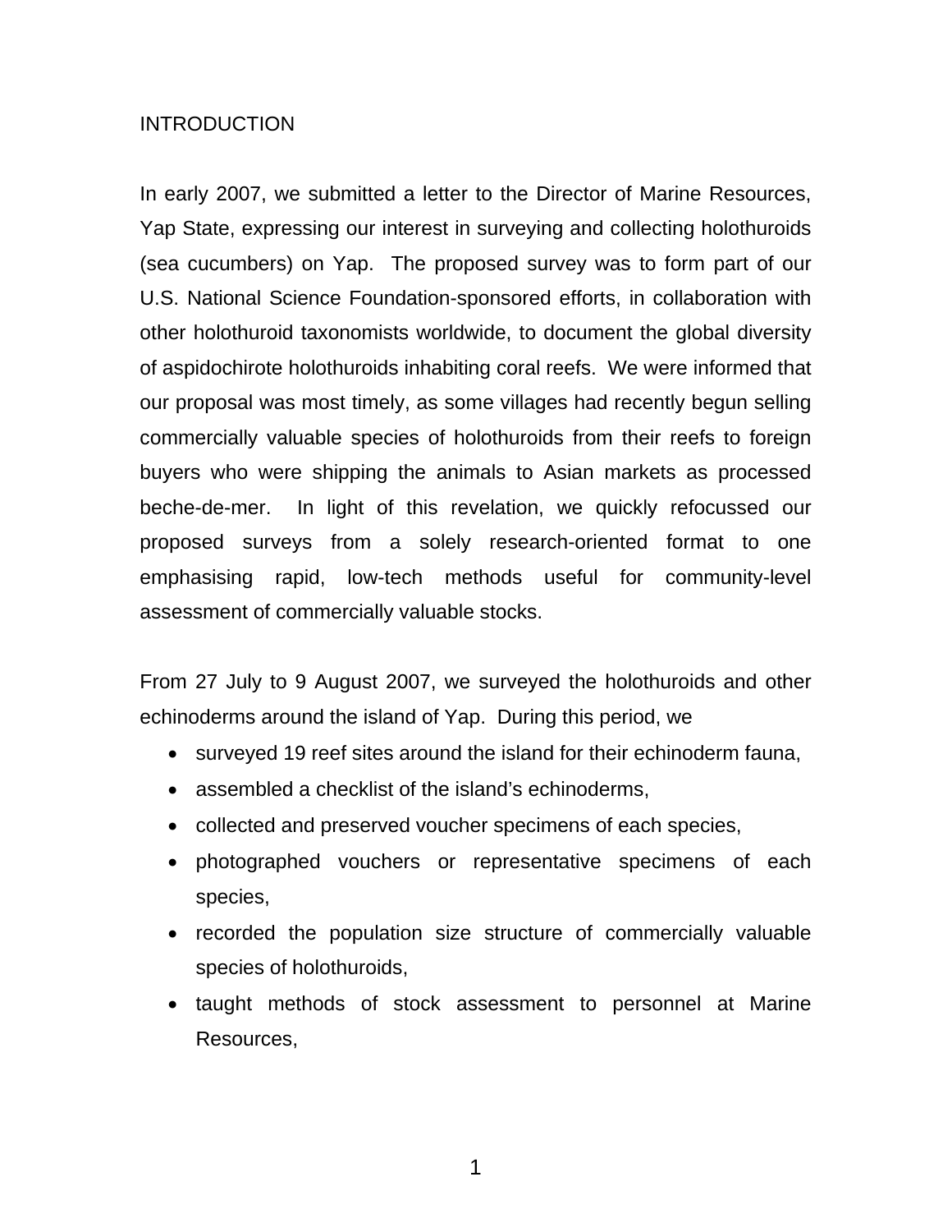## INTRODUCTION

In early 2007, we submitted a letter to the Director of Marine Resources, Yap State, expressing our interest in surveying and collecting holothuroids (sea cucumbers) on Yap. The proposed survey was to form part of our U.S. National Science Foundation-sponsored efforts, in collaboration with other holothuroid taxonomists worldwide, to document the global diversity of aspidochirote holothuroids inhabiting coral reefs. We were informed that our proposal was most timely, as some villages had recently begun selling commercially valuable species of holothuroids from their reefs to foreign buyers who were shipping the animals to Asian markets as processed beche-de-mer. In light of this revelation, we quickly refocussed our proposed surveys from a solely research-oriented format to one emphasising rapid, low-tech methods useful for community-level assessment of commercially valuable stocks.

From 27 July to 9 August 2007, we surveyed the holothuroids and other echinoderms around the island of Yap. During this period, we

- surveyed 19 reef sites around the island for their echinoderm fauna,
- assembled a checklist of the island's echinoderms,
- collected and preserved voucher specimens of each species,
- photographed vouchers or representative specimens of each species,
- recorded the population size structure of commercially valuable species of holothuroids,
- taught methods of stock assessment to personnel at Marine Resources,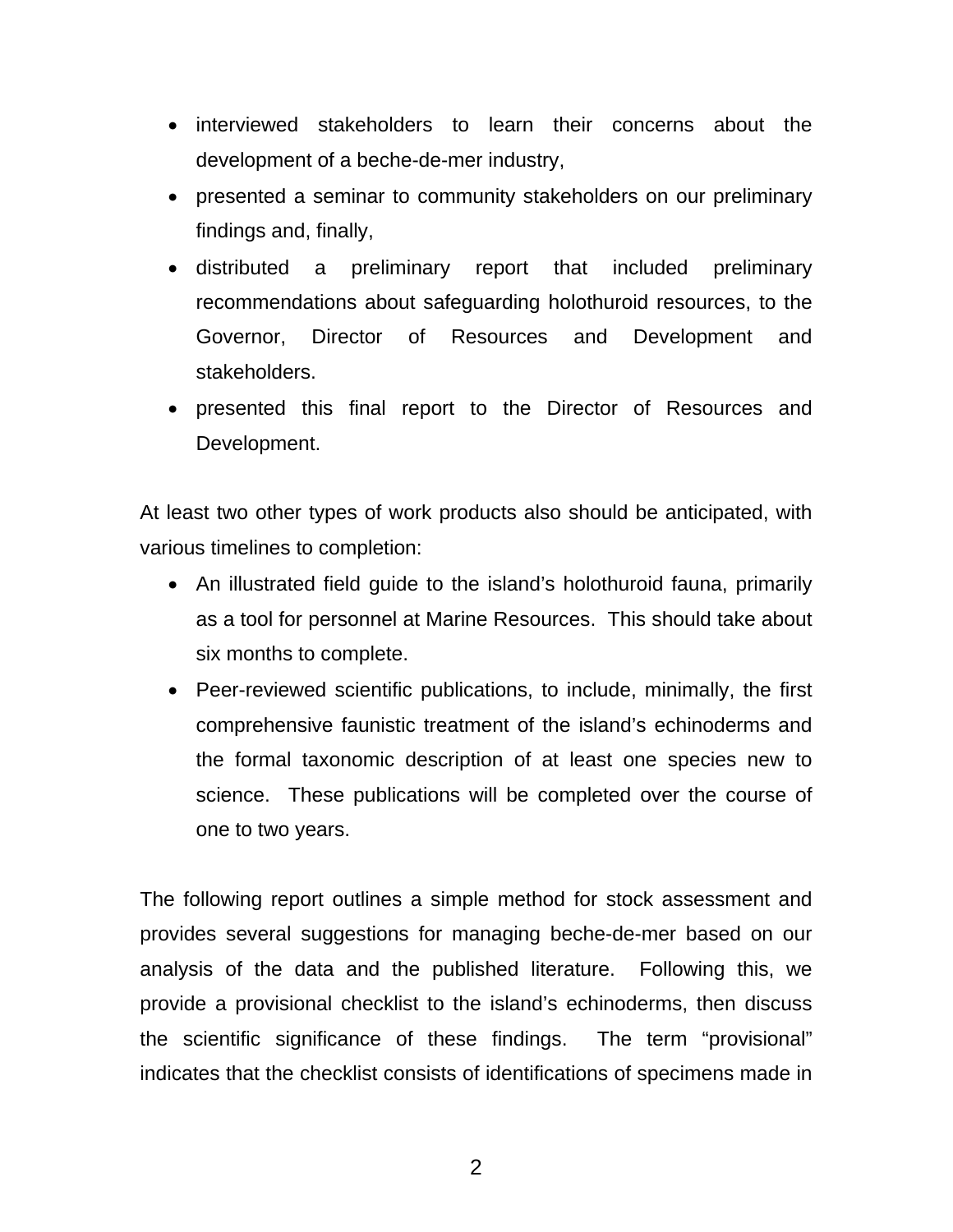- interviewed stakeholders to learn their concerns about the development of a beche-de-mer industry,
- presented a seminar to community stakeholders on our preliminary findings and, finally,
- distributed a preliminary report that included preliminary recommendations about safeguarding holothuroid resources, to the Governor, Director of Resources and Development and stakeholders.
- presented this final report to the Director of Resources and Development.

At least two other types of work products also should be anticipated, with various timelines to completion:

- An illustrated field guide to the island's holothuroid fauna, primarily as a tool for personnel at Marine Resources. This should take about six months to complete.
- Peer-reviewed scientific publications, to include, minimally, the first comprehensive faunistic treatment of the island's echinoderms and the formal taxonomic description of at least one species new to science. These publications will be completed over the course of one to two years.

The following report outlines a simple method for stock assessment and provides several suggestions for managing beche-de-mer based on our analysis of the data and the published literature. Following this, we provide a provisional checklist to the island's echinoderms, then discuss the scientific significance of these findings. The term "provisional" indicates that the checklist consists of identifications of specimens made in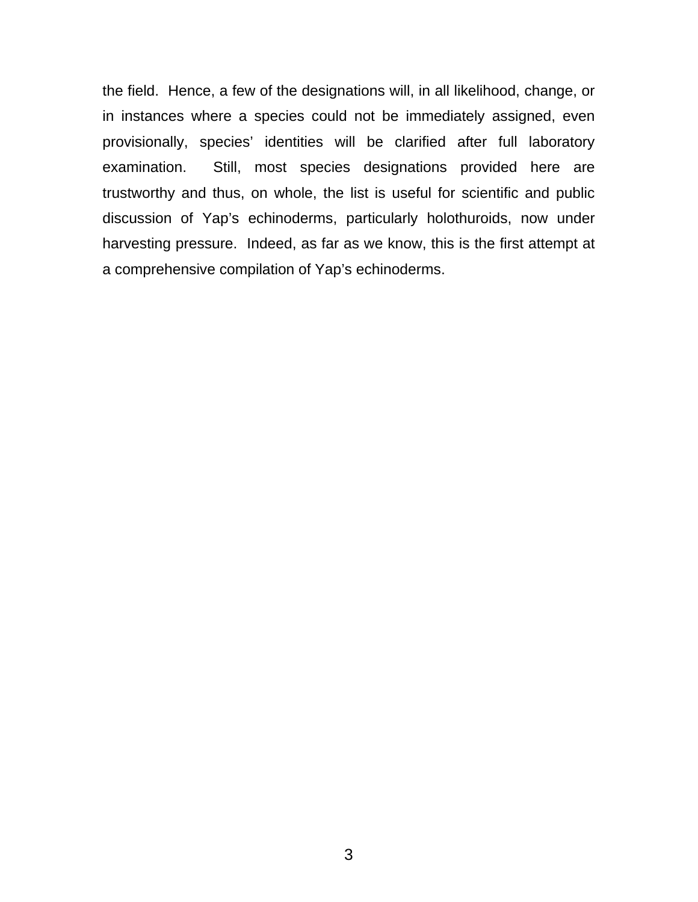the field.  Hence, a few of the designations will, in all likelihood, change, or in instances where a species could not be immediately assigned, even provisionally, species' identities will be clarified after full laboratory examination.  Still, most species designations provided here are trustworthy and thus, on whole, the list is useful for scientific and public discussion of Yap's echinoderms, particularly holothuroids, now under harvesting pressure.  Indeed, as far as we know, this is the first attempt at a comprehensive compilation of Yap's echinoderms.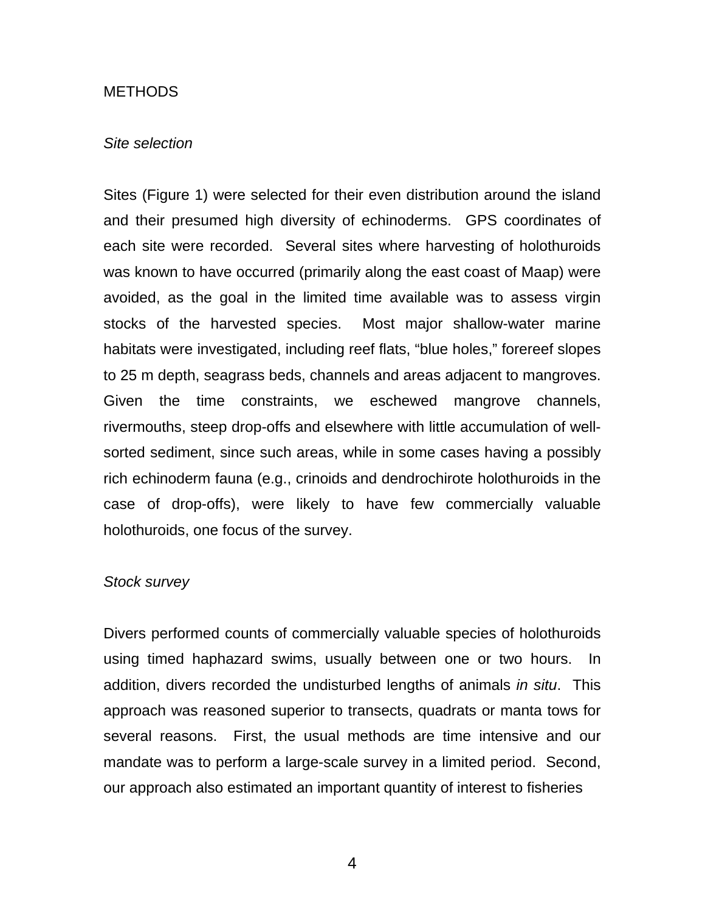# METHODS

*Site selection*

Sites (Figure 1) were selected for their even distribution around the island and their presumed high diversity of echinoderms. GPS coordinates of each site were recorded. Several sites where harvesting of holothuroids was known to have occurred (primarily along the east coast of Maap) were avoided, as the goal in the limited time available was to assess virgin stocks of the harvested species. Most major shallow-water marine habitats were investigated, including reef flats, "blue holes," forereef slopes to 25 m depth, seagrass beds, channels and areas adjacent to mangroves. Given the time constraints, we eschewed mangrove channels, rivermouths, steep drop-offs and elsewhere with little accumulation of well-sorted sediment, since such areas, while in some cases having a possibly rich echinoderm fauna (e.g., crinoids and dendrochirote holothuroids in the case of drop-offs), were likely to have few commercially valuable holothuroids, one focus of the survey.

*Stock survey*

Divers performed counts of commercially valuable species of holothuroids using timed haphazard swims, usually between one or two hours. In addition, divers recorded the undisturbed lengths of animals *in situ*. This approach was reasoned superior to transects, quadrats or manta tows for several reasons. First, the usual methods are time intensive and our mandate was to perform a large-scale survey in a limited period. Second, our approach also estimated an important quantity of interest to fisheries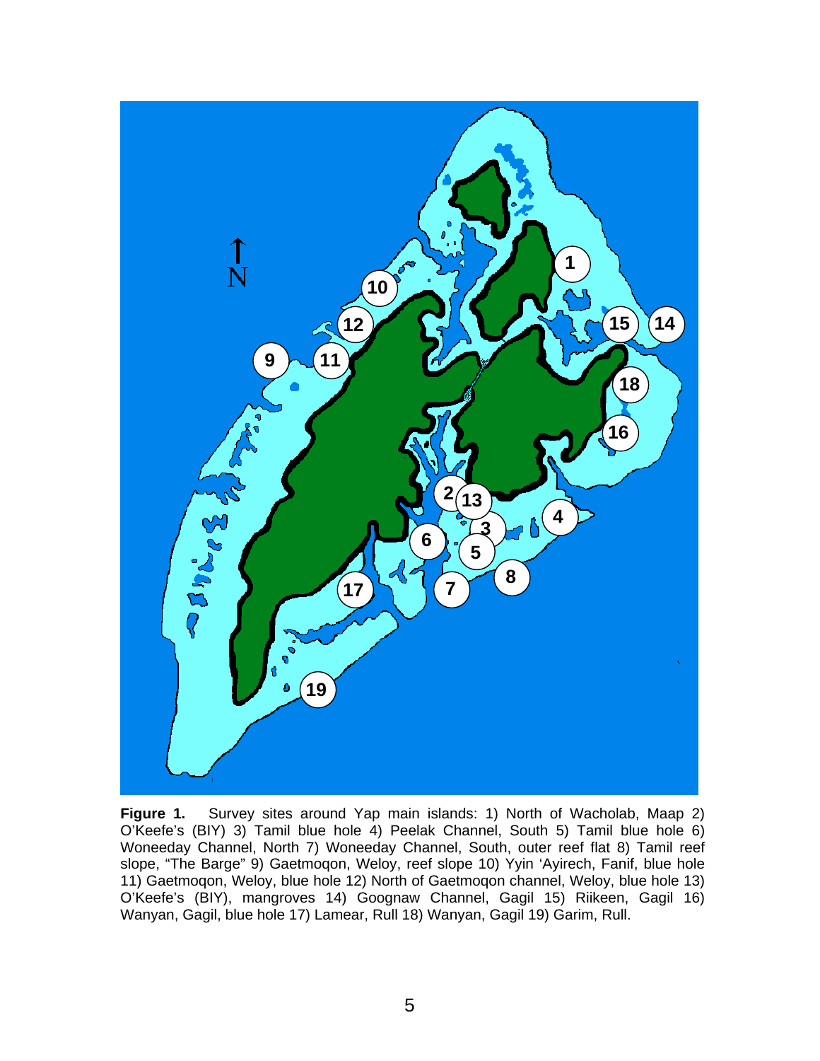**Figure 1.** Survey sites around Yap main islands: 1) North of Wacholab, Maap 2) O'Keefe's (BIY) 3) Tamil blue hole 4) Peelak Channel, South 5) Tamil blue hole 6) Woneeday Channel, North 7) Woneeday Channel, South, outer reef flat 8) Tamil reef slope, "The Barge" 9) Gaetmoqon, Weloy, reef slope 10) Yyin 'Ayirech, Fanif, blue hole 11) Gaetmoqon, Weloy, blue hole 12) North of Gaetmoqon channel, Weloy, blue hole 13) O'Keefe's (BIY), mangroves 14) Goognaw Channel, Gagil 15) Riikeen, Gagil 16) Wanyan, Gagil, blue hole 17) Lamear, Rull 18) Wanyan, Gagil 19) Garim, Rull.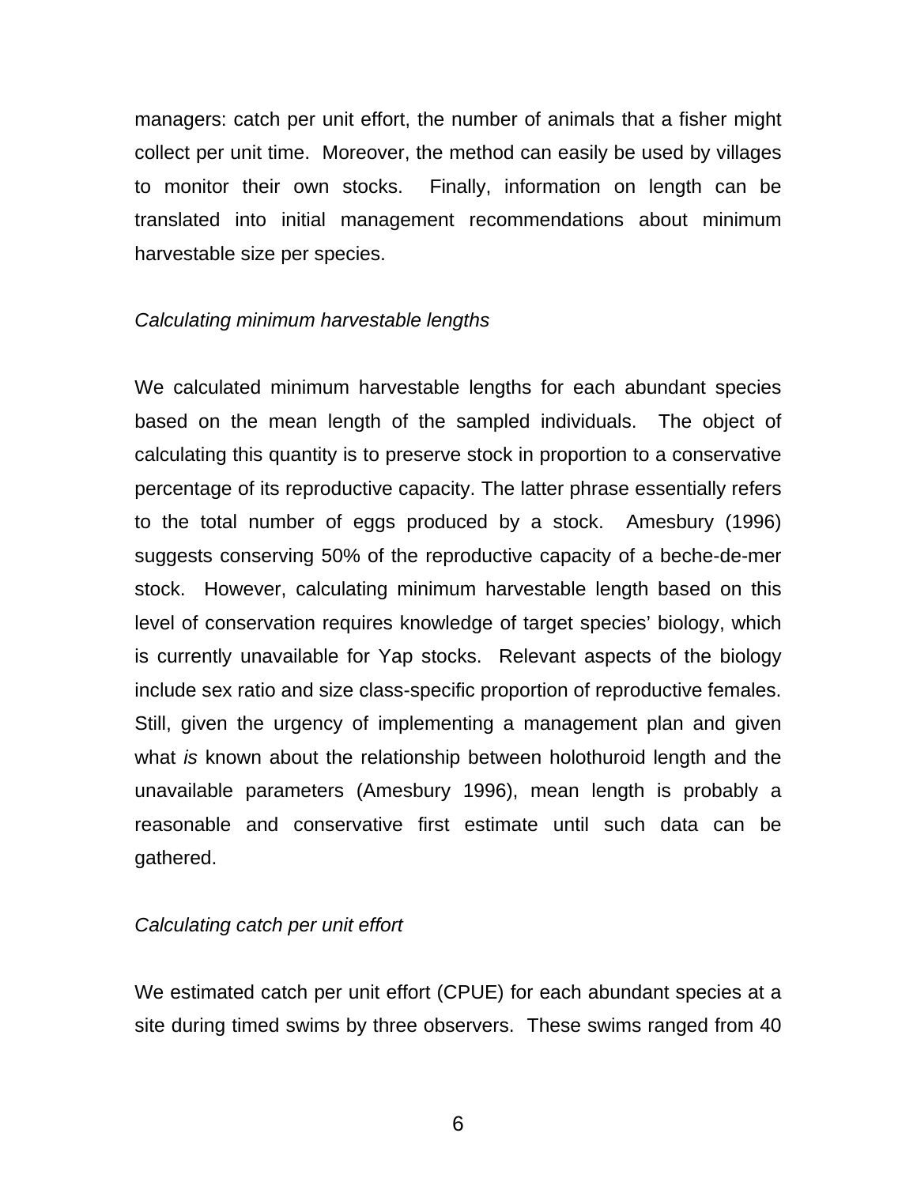managers: catch per unit effort, the number of animals that a fisher might collect per unit time. Moreover, the method can easily be used by villages to monitor their own stocks. Finally, information on length can be translated into initial management recommendations about minimum harvestable size per species.

*Calculating minimum harvestable lengths*

We calculated minimum harvestable lengths for each abundant species based on the mean length of the sampled individuals. The object of calculating this quantity is to preserve stock in proportion to a conservative percentage of its reproductive capacity. The latter phrase essentially refers to the total number of eggs produced by a stock. Amesbury (1996) suggests conserving 50% of the reproductive capacity of a beche-de-mer stock. However, calculating minimum harvestable length based on this level of conservation requires knowledge of target species' biology, which is currently unavailable for Yap stocks. Relevant aspects of the biology include sex ratio and size class-specific proportion of reproductive females. Still, given the urgency of implementing a management plan and given what *is* known about the relationship between holothuroid length and the unavailable parameters (Amesbury 1996), mean length is probably a reasonable and conservative first estimate until such data can be gathered.

*Calculating catch per unit effort*

We estimated catch per unit effort (CPUE) for each abundant species at a site during timed swims by three observers. These swims ranged from 40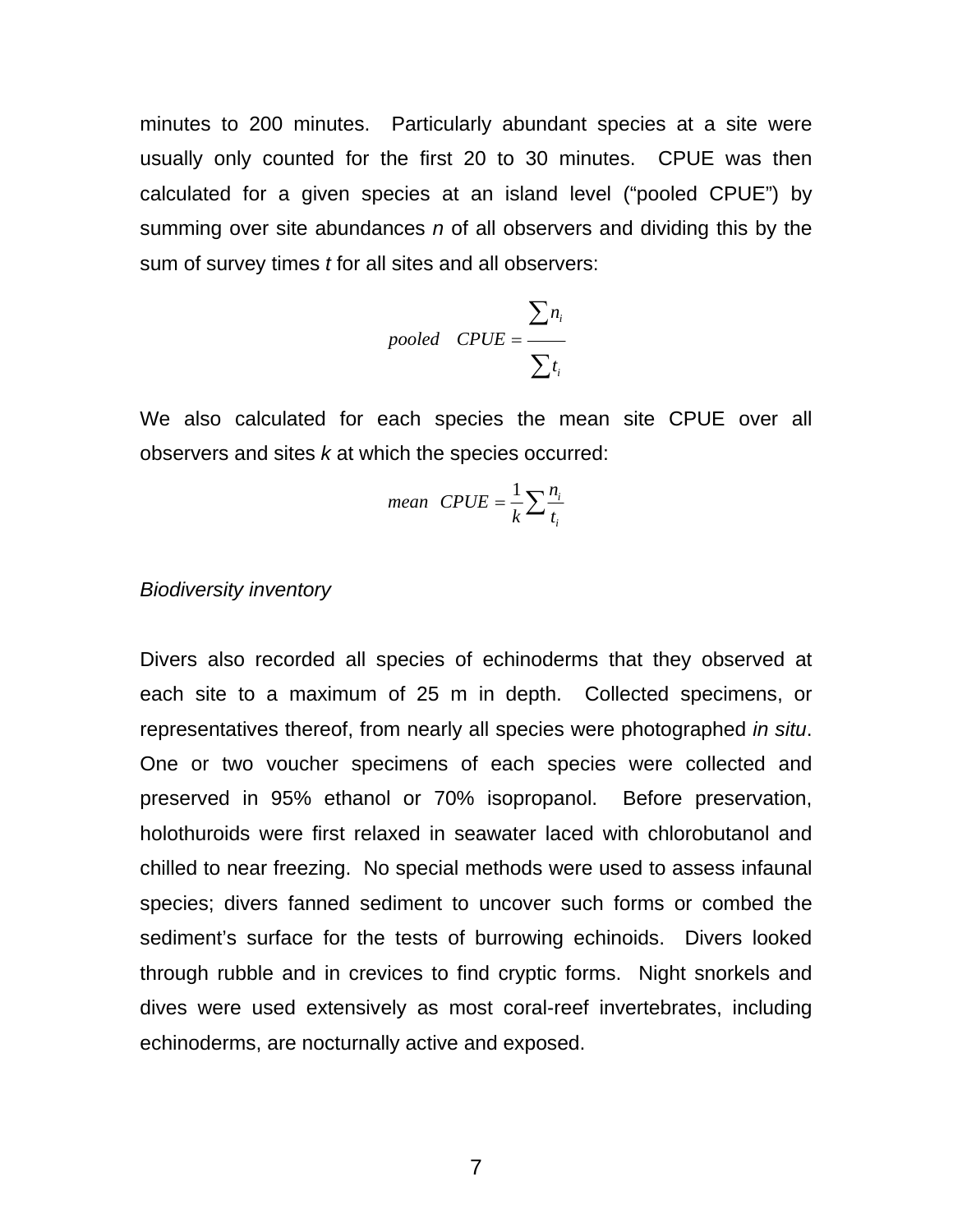minutes to 200 minutes. Particularly abundant species at a site were usually only counted for the first 20 to 30 minutes. CPUE was then calculated for a given species at an island level ("pooled CPUE") by summing over site abundances *n* of all observers and dividing this by the sum of survey times *t* for all sites and all observers:

$$pooled \quad CPUE = \frac{\sum n_i}{\sum t_i}$$

We also calculated for each species the mean site CPUE over all observers and sites *k* at which the species occurred:

$$mean \quad CPUE = \frac{1}{k} \sum \frac{n_i}{t_i}$$

*Biodiversity inventory*

Divers also recorded all species of echinoderms that they observed at each site to a maximum of 25 m in depth. Collected specimens, or representatives thereof, from nearly all species were photographed *in situ*. One or two voucher specimens of each species were collected and preserved in 95% ethanol or 70% isopropanol. Before preservation, holothuroids were first relaxed in seawater laced with chlorobutanol and chilled to near freezing. No special methods were used to assess infaunal species; divers fanned sediment to uncover such forms or combed the sediment's surface for the tests of burrowing echinoids. Divers looked through rubble and in crevices to find cryptic forms. Night snorkels and dives were used extensively as most coral-reef invertebrates, including echinoderms, are nocturnally active and exposed.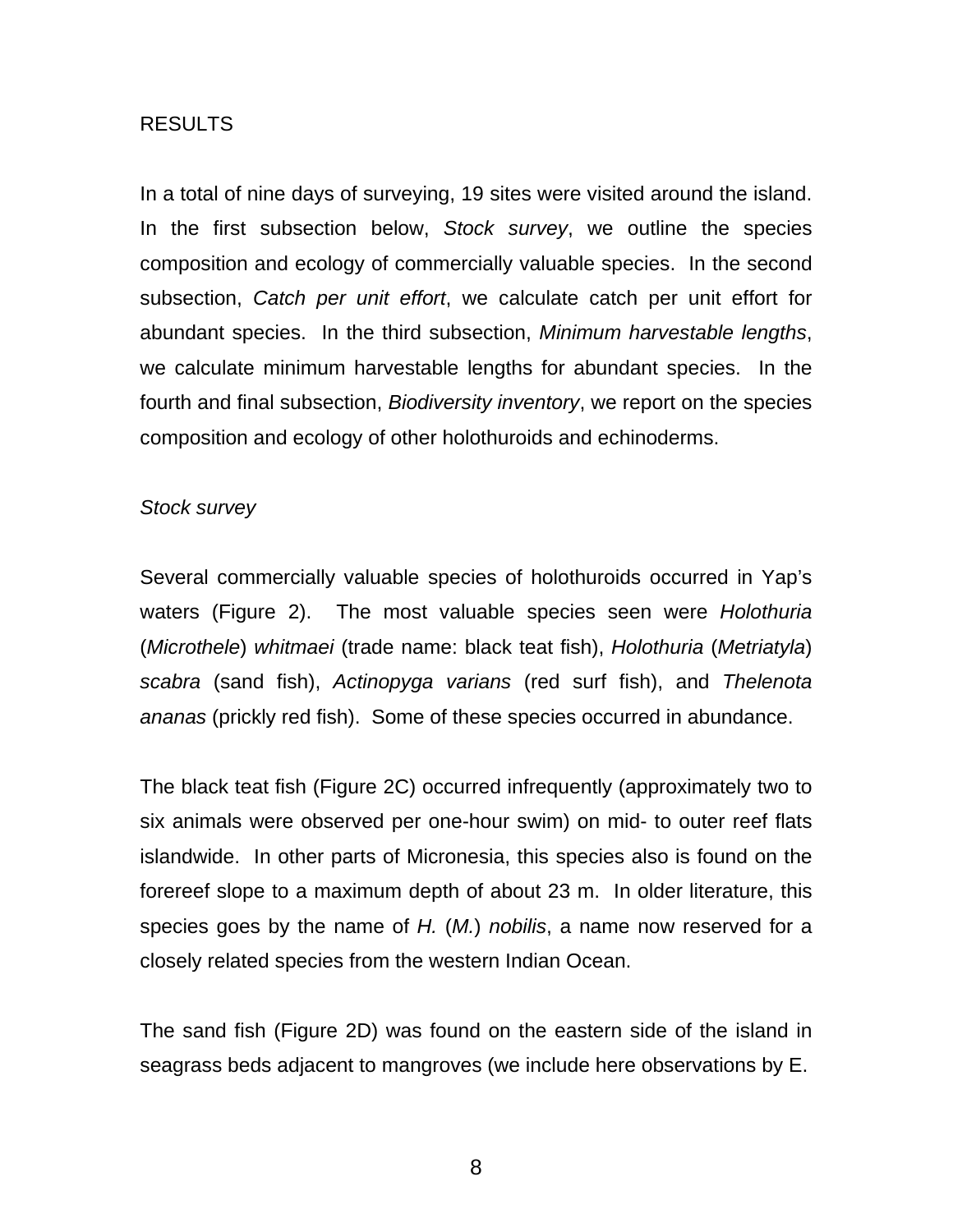## RESULTS

In a total of nine days of surveying, 19 sites were visited around the island. In the first subsection below, *Stock survey*, we outline the species composition and ecology of commercially valuable species. In the second subsection, *Catch per unit effort*, we calculate catch per unit effort for abundant species. In the third subsection, *Minimum harvestable lengths*, we calculate minimum harvestable lengths for abundant species. In the fourth and final subsection, *Biodiversity inventory*, we report on the species composition and ecology of other holothuroids and echinoderms.

### *Stock survey*

Several commercially valuable species of holothuroids occurred in Yap's waters (Figure 2). The most valuable species seen were *Holothuria* (*Microthele*) *whitmaei* (trade name: black teat fish), *Holothuria* (*Metriatyla*) *scabra* (sand fish), *Actinopyga varians* (red surf fish), and *Thelenota ananas* (prickly red fish). Some of these species occurred in abundance.

The black teat fish (Figure 2C) occurred infrequently (approximately two to six animals were observed per one-hour swim) on mid- to outer reef flats islandwide. In other parts of Micronesia, this species also is found on the forereef slope to a maximum depth of about 23 m. In older literature, this species goes by the name of *H.* (*M.*) *nobilis*, a name now reserved for a closely related species from the western Indian Ocean.

The sand fish (Figure 2D) was found on the eastern side of the island in seagrass beds adjacent to mangroves (we include here observations by E.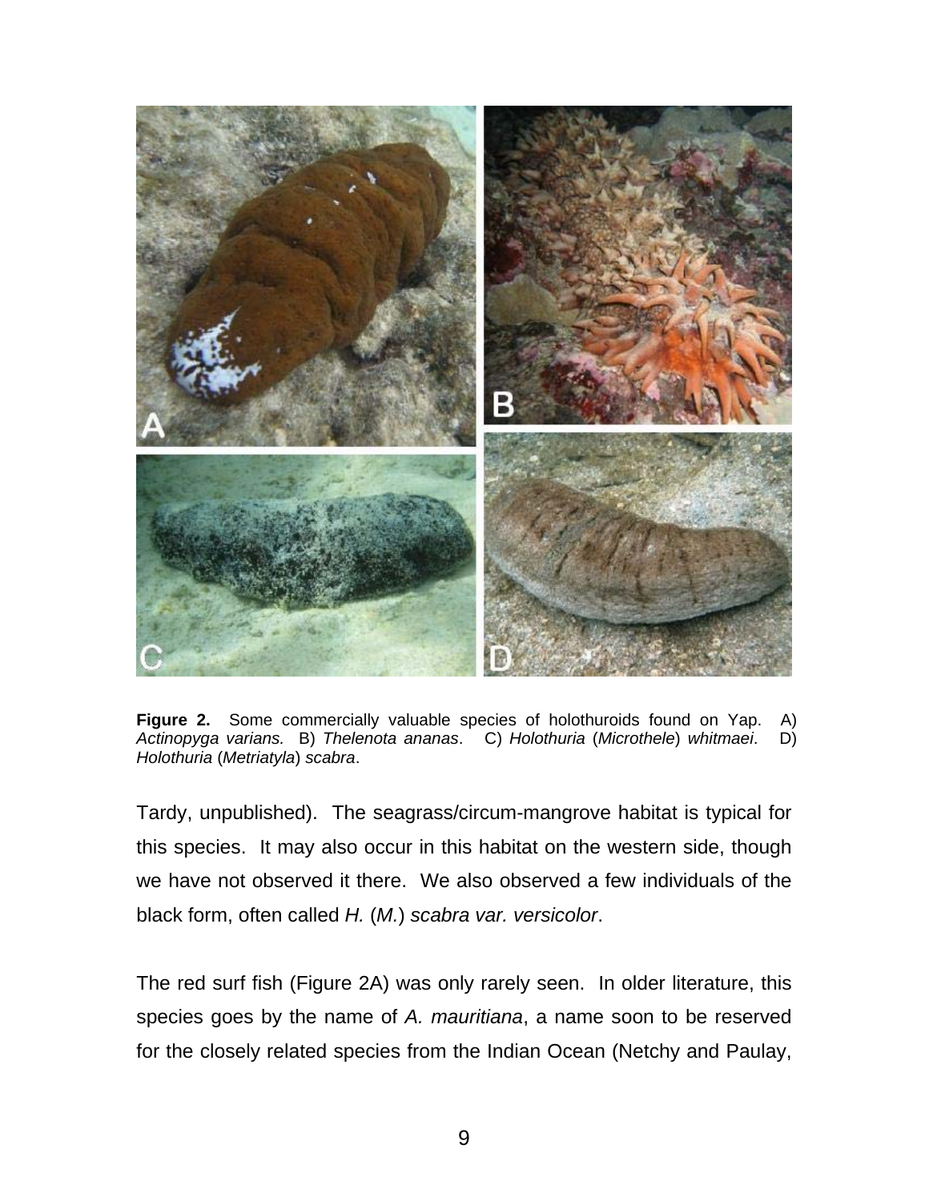**Figure 2.** Some commercially valuable species of holothuroids found on Yap. A) *Actinopyga varians.* B) *Thelenota ananas*. C) *Holothuria* (*Microthele*) *whitmaei*. D) *Holothuria* (*Metriatyla*) *scabra*.

Tardy, unpublished). The seagrass/circum-mangrove habitat is typical for this species. It may also occur in this habitat on the western side, though we have not observed it there. We also observed a few individuals of the black form, often called *H.* (*M.*) *scabra var. versicolor*.

The red surf fish (Figure 2A) was only rarely seen. In older literature, this species goes by the name of *A. mauritiana*, a name soon to be reserved for the closely related species from the Indian Ocean (Netchy and Paulay,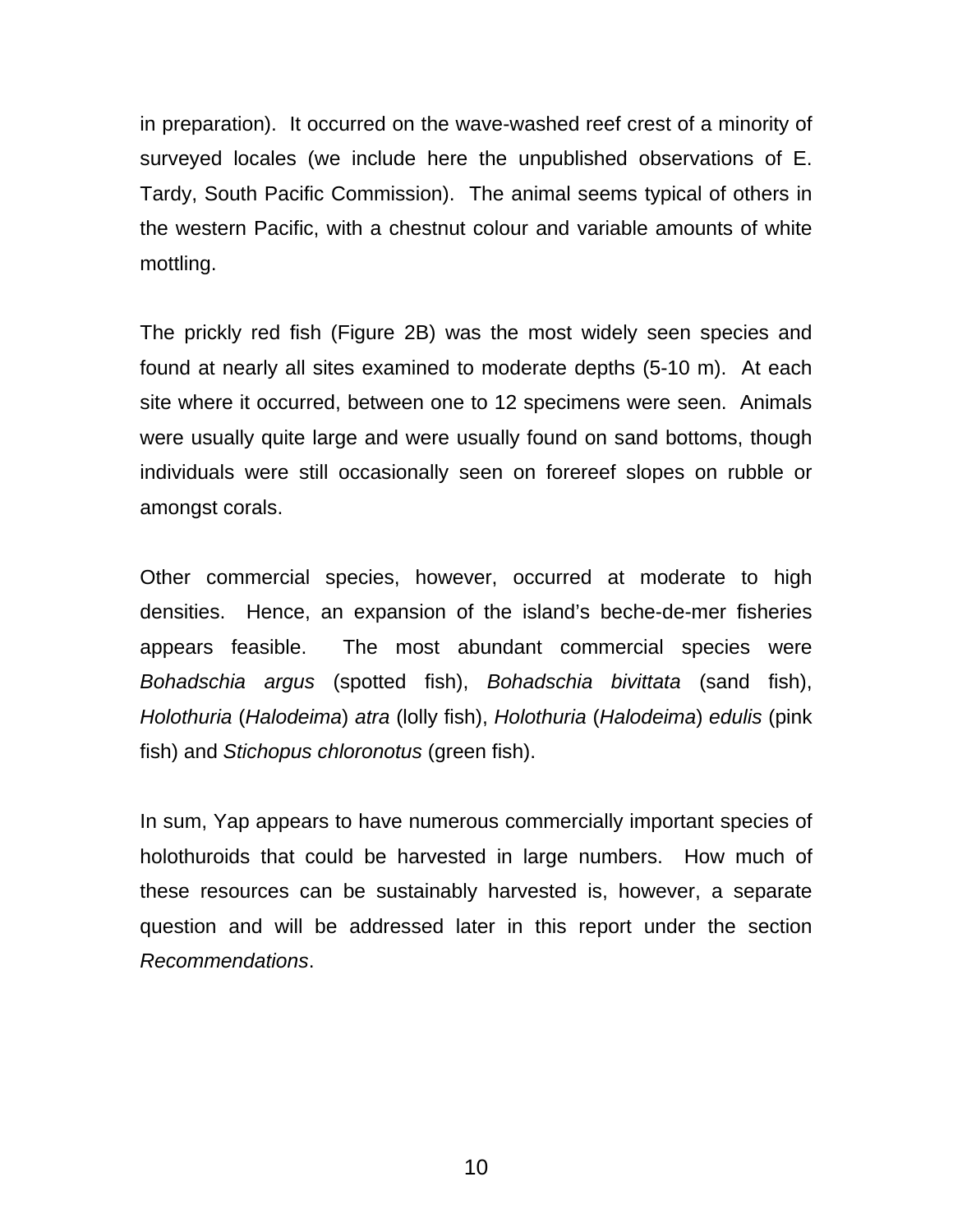in preparation). It occurred on the wave-washed reef crest of a minority of surveyed locales (we include here the unpublished observations of E. Tardy, South Pacific Commission). The animal seems typical of others in the western Pacific, with a chestnut colour and variable amounts of white mottling.

The prickly red fish (Figure 2B) was the most widely seen species and found at nearly all sites examined to moderate depths (5-10 m). At each site where it occurred, between one to 12 specimens were seen. Animals were usually quite large and were usually found on sand bottoms, though individuals were still occasionally seen on forereef slopes on rubble or amongst corals.

Other commercial species, however, occurred at moderate to high densities. Hence, an expansion of the island's beche-de-mer fisheries appears feasible. The most abundant commercial species were *Bohadschia argus* (spotted fish), *Bohadschia bivittata* (sand fish), *Holothuria* (*Halodeima*) *atra* (lolly fish), *Holothuria* (*Halodeima*) *edulis* (pink fish) and *Stichopus chloronotus* (green fish).

In sum, Yap appears to have numerous commercially important species of holothuroids that could be harvested in large numbers. How much of these resources can be sustainably harvested is, however, a separate question and will be addressed later in this report under the section *Recommendations*.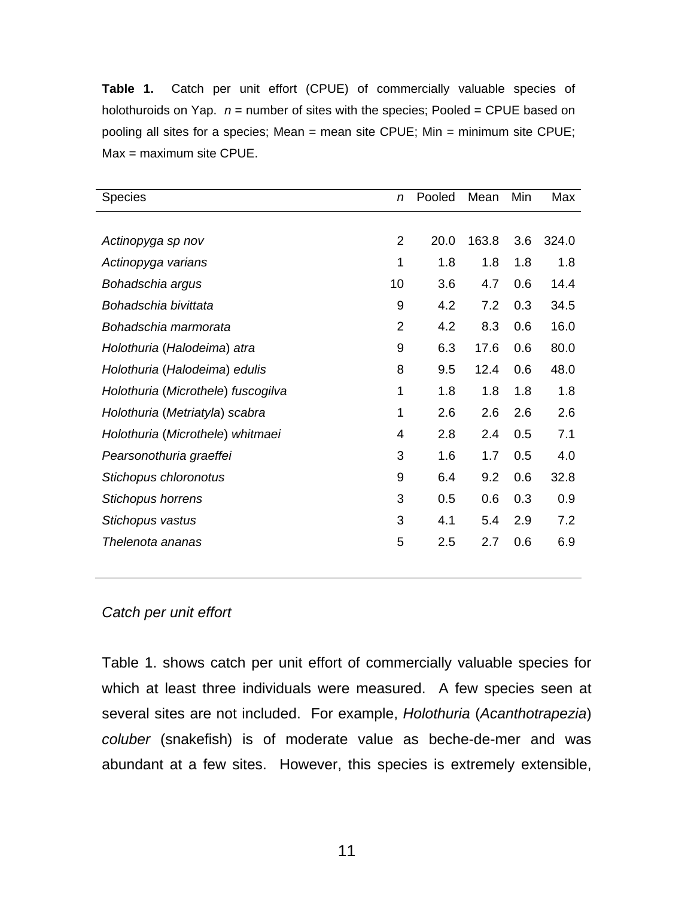**Table 1.** Catch per unit effort (CPUE) of commercially valuable species of holothuroids on Yap. *n* = number of sites with the species; Pooled = CPUE based on pooling all sites for a species; Mean = mean site CPUE; Min = minimum site CPUE; Max = maximum site CPUE.

| Species | *n* | Pooled | Mean | Min | Max |
|---|---|---|---|---|---|
| *Actinopyga sp nov* | 2 | 20.0 | 163.8 | 3.6 | 324.0 |
| *Actinopyga varians* | 1 | 1.8 | 1.8 | 1.8 | 1.8 |
| *Bohadschia argus* | 10 | 3.6 | 4.7 | 0.6 | 14.4 |
| *Bohadschia bivittata* | 9 | 4.2 | 7.2 | 0.3 | 34.5 |
| *Bohadschia marmorata* | 2 | 4.2 | 8.3 | 0.6 | 16.0 |
| *Holothuria* (*Halodeima*) *atra* | 9 | 6.3 | 17.6 | 0.6 | 80.0 |
| *Holothuria* (*Halodeima*) *edulis* | 8 | 9.5 | 12.4 | 0.6 | 48.0 |
| *Holothuria* (*Microthele*) *fuscogilva* | 1 | 1.8 | 1.8 | 1.8 | 1.8 |
| *Holothuria* (*Metriatyla*) *scabra* | 1 | 2.6 | 2.6 | 2.6 | 2.6 |
| *Holothuria* (*Microthele*) *whitmaei* | 4 | 2.8 | 2.4 | 0.5 | 7.1 |
| *Pearsonothuria graeffei* | 3 | 1.6 | 1.7 | 0.5 | 4.0 |
| *Stichopus chloronotus* | 9 | 6.4 | 9.2 | 0.6 | 32.8 |
| *Stichopus horrens* | 3 | 0.5 | 0.6 | 0.3 | 0.9 |
| *Stichopus vastus* | 3 | 4.1 | 5.4 | 2.9 | 7.2 |
| *Thelenota ananas* | 5 | 2.5 | 2.7 | 0.6 | 6.9 |

### *Catch per unit effort*

Table 1. shows catch per unit effort of commercially valuable species for which at least three individuals were measured. A few species seen at several sites are not included. For example, *Holothuria* (*Acanthotrapezia*) *coluber* (snakefish) is of moderate value as beche-de-mer and was abundant at a few sites. However, this species is extremely extensible,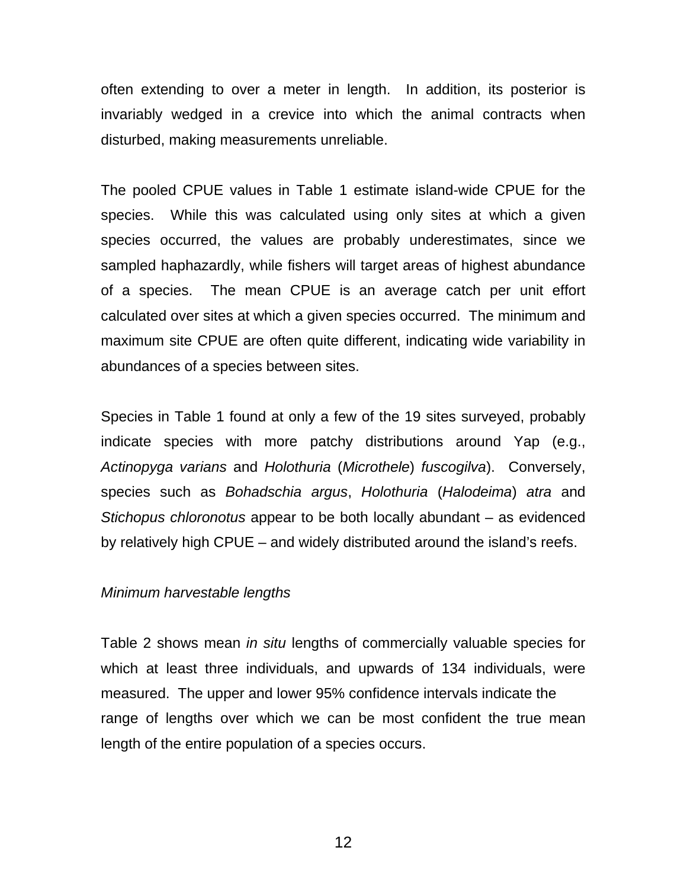often extending to over a meter in length.  In addition, its posterior is invariably wedged in a crevice into which the animal contracts when disturbed, making measurements unreliable.

The pooled CPUE values in Table 1 estimate island-wide CPUE for the species.  While this was calculated using only sites at which a given species occurred, the values are probably underestimates, since we sampled haphazardly, while fishers will target areas of highest abundance of a species.  The mean CPUE is an average catch per unit effort calculated over sites at which a given species occurred.  The minimum and maximum site CPUE are often quite different, indicating wide variability in abundances of a species between sites.

Species in Table 1 found at only a few of the 19 sites surveyed, probably indicate species with more patchy distributions around Yap (e.g., *Actinopyga varians* and *Holothuria* (*Microthele*) *fuscogilva*).  Conversely, species such as *Bohadschia argus*, *Holothuria* (*Halodeima*) *atra* and *Stichopus chloronotus* appear to be both locally abundant – as evidenced by relatively high CPUE – and widely distributed around the island's reefs.

*Minimum harvestable lengths*

Table 2 shows mean *in situ* lengths of commercially valuable species for which at least three individuals, and upwards of 134 individuals, were measured.  The upper and lower 95% confidence intervals indicate the range of lengths over which we can be most confident the true mean length of the entire population of a species occurs.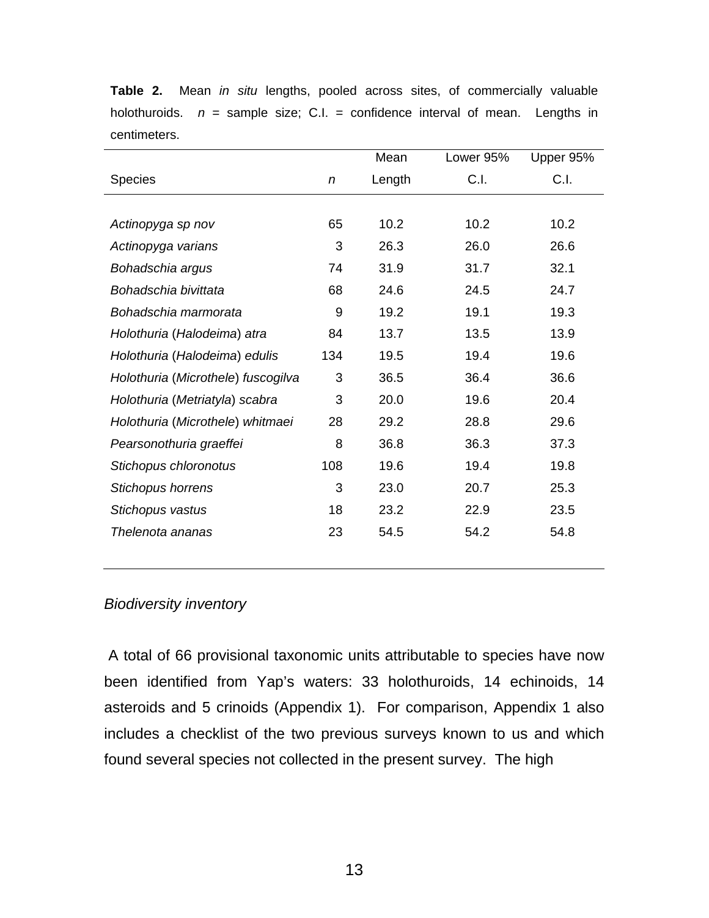**Table 2.** Mean *in situ* lengths, pooled across sites, of commercially valuable holothuroids. *n* = sample size; C.I. = confidence interval of mean. Lengths in centimeters.

| Species | *n* | Mean Length | Lower 95% C.I. | Upper 95% C.I. |
|---|---|---|---|---|
| *Actinopyga sp nov* | 65 | 10.2 | 10.2 | 10.2 |
| *Actinopyga varians* | 3 | 26.3 | 26.0 | 26.6 |
| *Bohadschia argus* | 74 | 31.9 | 31.7 | 32.1 |
| *Bohadschia bivittata* | 68 | 24.6 | 24.5 | 24.7 |
| *Bohadschia marmorata* | 9 | 19.2 | 19.1 | 19.3 |
| *Holothuria* (*Halodeima*) *atra* | 84 | 13.7 | 13.5 | 13.9 |
| *Holothuria* (*Halodeima*) *edulis* | 134 | 19.5 | 19.4 | 19.6 |
| *Holothuria* (*Microthele*) *fuscogilva* | 3 | 36.5 | 36.4 | 36.6 |
| *Holothuria* (*Metriatyla*) *scabra* | 3 | 20.0 | 19.6 | 20.4 |
| *Holothuria* (*Microthele*) *whitmaei* | 28 | 29.2 | 28.8 | 29.6 |
| *Pearsonothuria graeffei* | 8 | 36.8 | 36.3 | 37.3 |
| *Stichopus chloronotus* | 108 | 19.6 | 19.4 | 19.8 |
| *Stichopus horrens* | 3 | 23.0 | 20.7 | 25.3 |
| *Stichopus vastus* | 18 | 23.2 | 22.9 | 23.5 |
| *Thelenota ananas* | 23 | 54.5 | 54.2 | 54.8 |

### *Biodiversity inventory*

A total of 66 provisional taxonomic units attributable to species have now been identified from Yap's waters: 33 holothuroids, 14 echinoids, 14 asteroids and 5 crinoids (Appendix 1). For comparison, Appendix 1 also includes a checklist of the two previous surveys known to us and which found several species not collected in the present survey. The high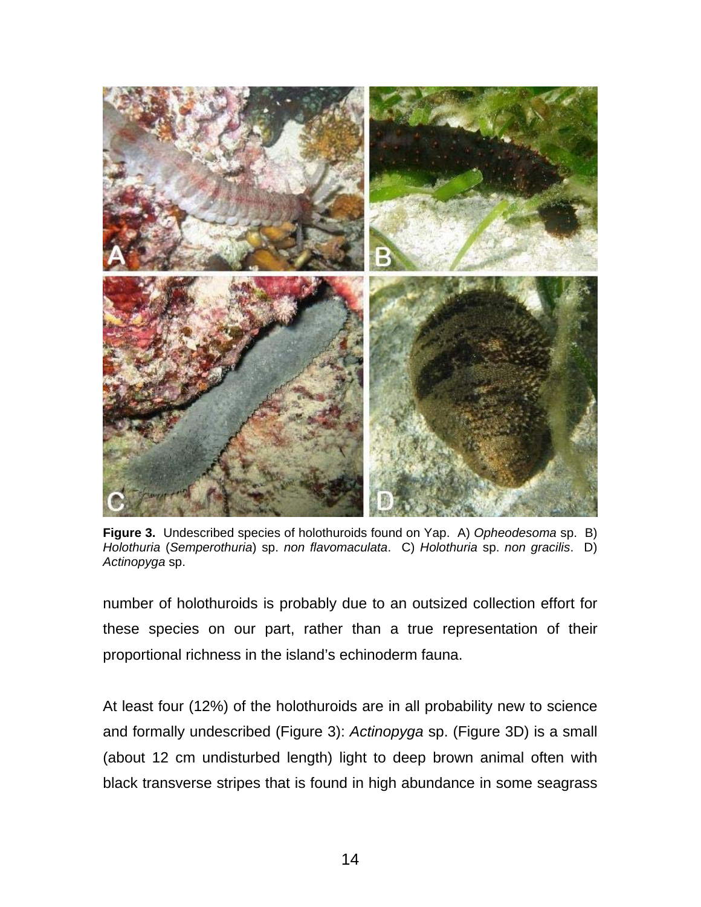**Figure 3.** Undescribed species of holothuroids found on Yap. A) *Opheodesoma* sp. B) *Holothuria* (*Semperothuria*) sp. *non flavomaculata*. C) *Holothuria* sp. *non gracilis*. D) *Actinopyga* sp.

number of holothuroids is probably due to an outsized collection effort for these species on our part, rather than a true representation of their proportional richness in the island's echinoderm fauna.

At least four (12%) of the holothuroids are in all probability new to science and formally undescribed (Figure 3): *Actinopyga* sp. (Figure 3D) is a small (about 12 cm undisturbed length) light to deep brown animal often with black transverse stripes that is found in high abundance in some seagrass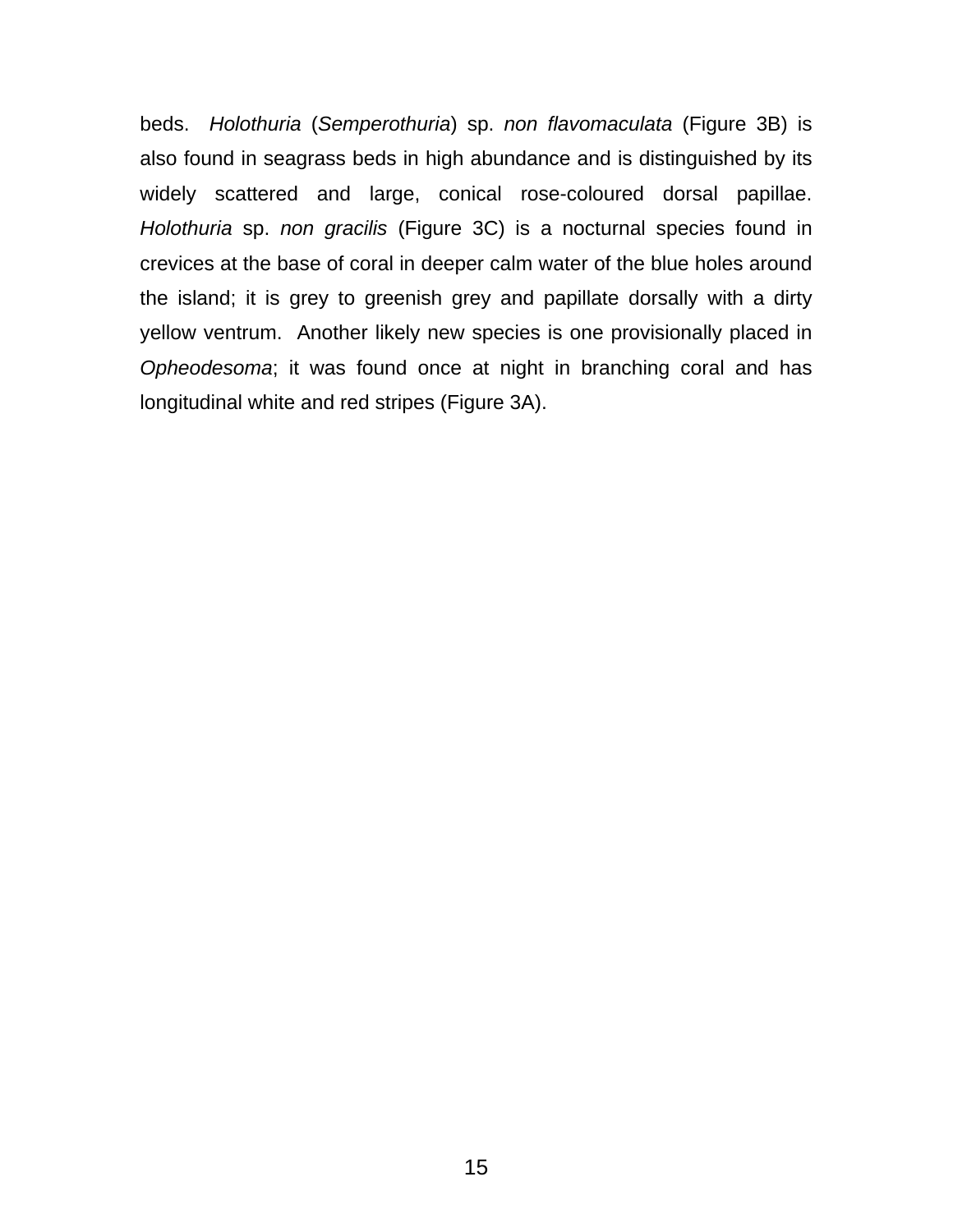beds. *Holothuria* (*Semperothuria*) sp. *non flavomaculata* (Figure 3B) is also found in seagrass beds in high abundance and is distinguished by its widely scattered and large, conical rose-coloured dorsal papillae. *Holothuria* sp. *non gracilis* (Figure 3C) is a nocturnal species found in crevices at the base of coral in deeper calm water of the blue holes around the island; it is grey to greenish grey and papillate dorsally with a dirty yellow ventrum. Another likely new species is one provisionally placed in *Opheodesoma*; it was found once at night in branching coral and has longitudinal white and red stripes (Figure 3A).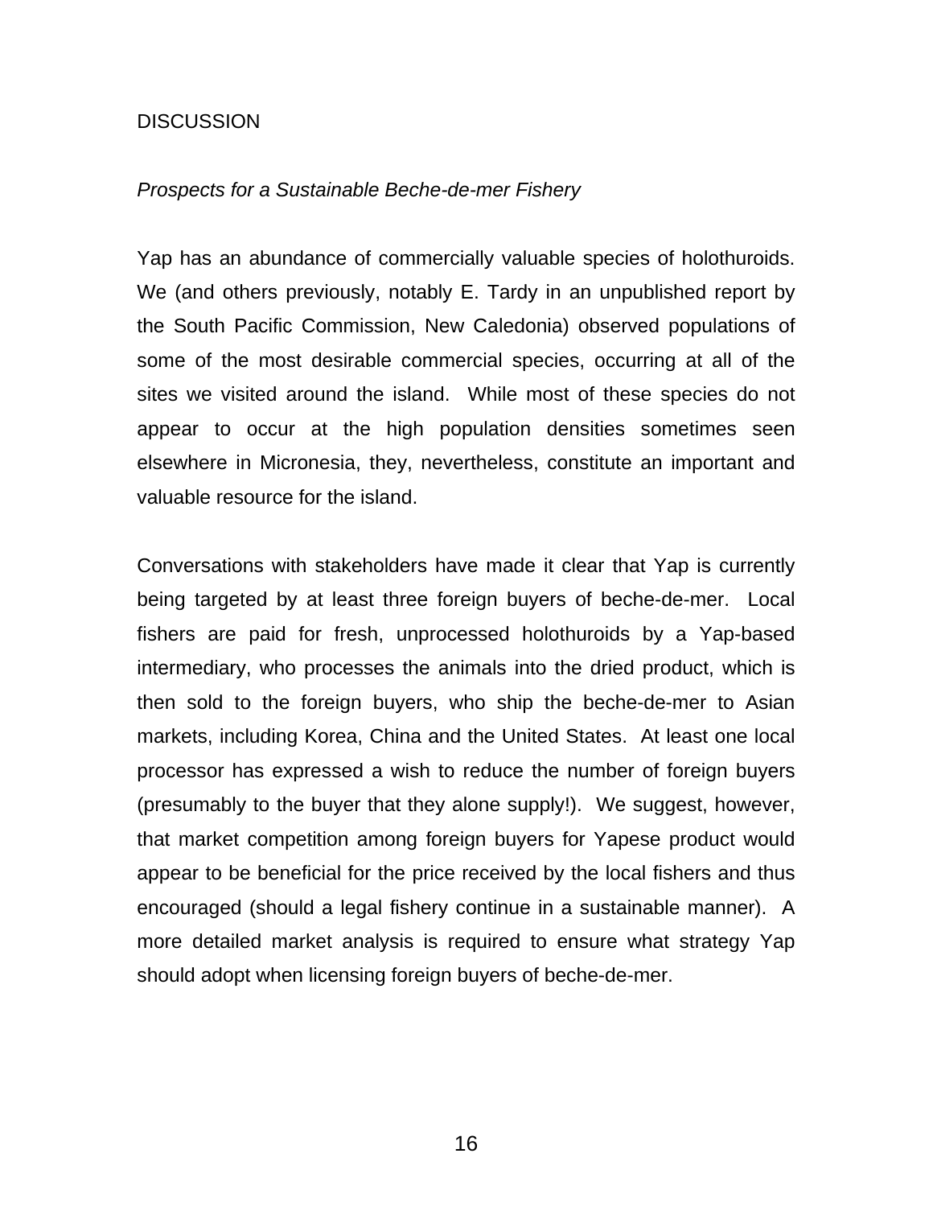# DISCUSSION

## *Prospects for a Sustainable Beche-de-mer Fishery*

Yap has an abundance of commercially valuable species of holothuroids. We (and others previously, notably E. Tardy in an unpublished report by the South Pacific Commission, New Caledonia) observed populations of some of the most desirable commercial species, occurring at all of the sites we visited around the island. While most of these species do not appear to occur at the high population densities sometimes seen elsewhere in Micronesia, they, nevertheless, constitute an important and valuable resource for the island.

Conversations with stakeholders have made it clear that Yap is currently being targeted by at least three foreign buyers of beche-de-mer. Local fishers are paid for fresh, unprocessed holothuroids by a Yap-based intermediary, who processes the animals into the dried product, which is then sold to the foreign buyers, who ship the beche-de-mer to Asian markets, including Korea, China and the United States. At least one local processor has expressed a wish to reduce the number of foreign buyers (presumably to the buyer that they alone supply!). We suggest, however, that market competition among foreign buyers for Yapese product would appear to be beneficial for the price received by the local fishers and thus encouraged (should a legal fishery continue in a sustainable manner). A more detailed market analysis is required to ensure what strategy Yap should adopt when licensing foreign buyers of beche-de-mer.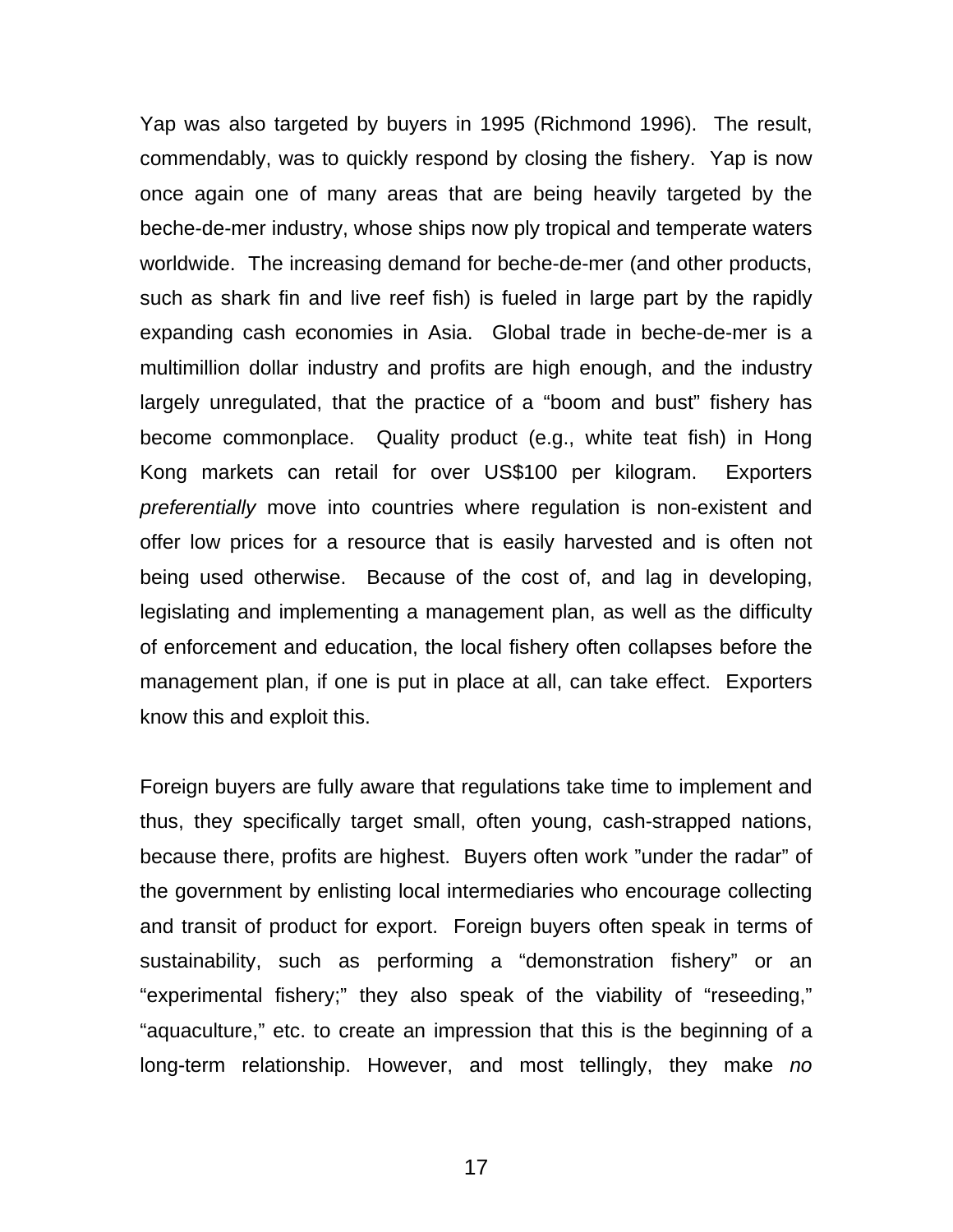Yap was also targeted by buyers in 1995 (Richmond 1996). The result, commendably, was to quickly respond by closing the fishery. Yap is now once again one of many areas that are being heavily targeted by the beche-de-mer industry, whose ships now ply tropical and temperate waters worldwide. The increasing demand for beche-de-mer (and other products, such as shark fin and live reef fish) is fueled in large part by the rapidly expanding cash economies in Asia. Global trade in beche-de-mer is a multimillion dollar industry and profits are high enough, and the industry largely unregulated, that the practice of a "boom and bust" fishery has become commonplace. Quality product (e.g., white teat fish) in Hong Kong markets can retail for over US$100 per kilogram. Exporters *preferentially* move into countries where regulation is non-existent and offer low prices for a resource that is easily harvested and is often not being used otherwise. Because of the cost of, and lag in developing, legislating and implementing a management plan, as well as the difficulty of enforcement and education, the local fishery often collapses before the management plan, if one is put in place at all, can take effect. Exporters know this and exploit this.

Foreign buyers are fully aware that regulations take time to implement and thus, they specifically target small, often young, cash-strapped nations, because there, profits are highest. Buyers often work "under the radar" of the government by enlisting local intermediaries who encourage collecting and transit of product for export. Foreign buyers often speak in terms of sustainability, such as performing a "demonstration fishery" or an "experimental fishery;" they also speak of the viability of "reseeding," "aquaculture," etc. to create an impression that this is the beginning of a long-term relationship. However, and most tellingly, they make *no*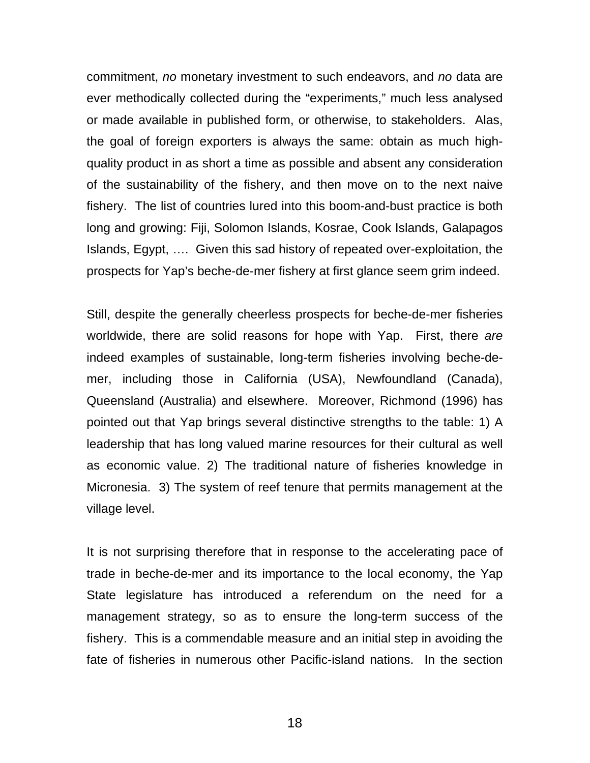commitment, *no* monetary investment to such endeavors, and *no* data are ever methodically collected during the "experiments," much less analysed or made available in published form, or otherwise, to stakeholders. Alas, the goal of foreign exporters is always the same: obtain as much high-quality product in as short a time as possible and absent any consideration of the sustainability of the fishery, and then move on to the next naive fishery. The list of countries lured into this boom-and-bust practice is both long and growing: Fiji, Solomon Islands, Kosrae, Cook Islands, Galapagos Islands, Egypt, …. Given this sad history of repeated over-exploitation, the prospects for Yap's beche-de-mer fishery at first glance seem grim indeed.

Still, despite the generally cheerless prospects for beche-de-mer fisheries worldwide, there are solid reasons for hope with Yap. First, there *are* indeed examples of sustainable, long-term fisheries involving beche-de-mer, including those in California (USA), Newfoundland (Canada), Queensland (Australia) and elsewhere. Moreover, Richmond (1996) has pointed out that Yap brings several distinctive strengths to the table: 1) A leadership that has long valued marine resources for their cultural as well as economic value. 2) The traditional nature of fisheries knowledge in Micronesia. 3) The system of reef tenure that permits management at the village level.

It is not surprising therefore that in response to the accelerating pace of trade in beche-de-mer and its importance to the local economy, the Yap State legislature has introduced a referendum on the need for a management strategy, so as to ensure the long-term success of the fishery. This is a commendable measure and an initial step in avoiding the fate of fisheries in numerous other Pacific-island nations. In the section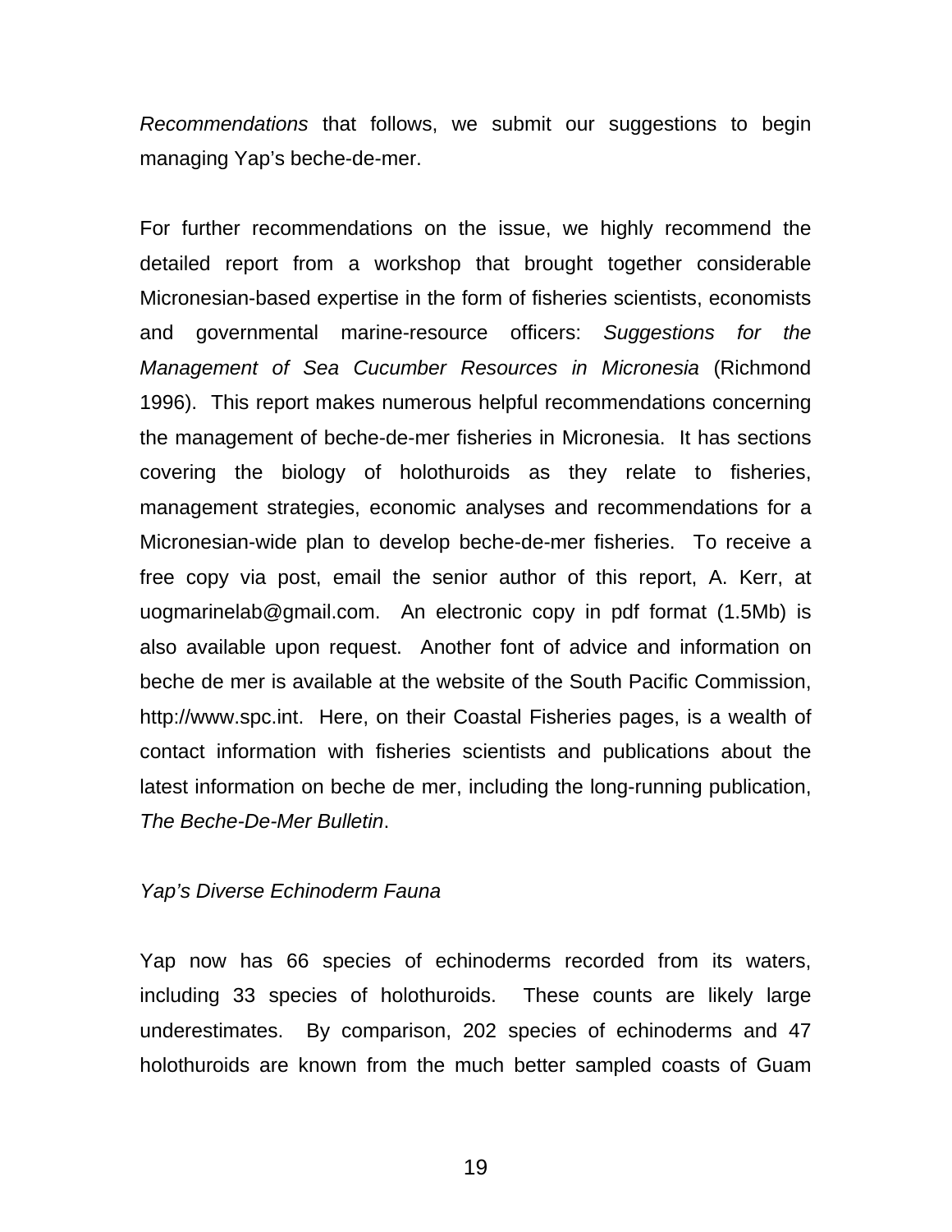*Recommendations* that follows, we submit our suggestions to begin managing Yap's beche-de-mer.

For further recommendations on the issue, we highly recommend the detailed report from a workshop that brought together considerable Micronesian-based expertise in the form of fisheries scientists, economists and governmental marine-resource officers: *Suggestions for the Management of Sea Cucumber Resources in Micronesia* (Richmond 1996). This report makes numerous helpful recommendations concerning the management of beche-de-mer fisheries in Micronesia. It has sections covering the biology of holothuroids as they relate to fisheries, management strategies, economic analyses and recommendations for a Micronesian-wide plan to develop beche-de-mer fisheries. To receive a free copy via post, email the senior author of this report, A. Kerr, at uogmarinelab@gmail.com. An electronic copy in pdf format (1.5Mb) is also available upon request. Another font of advice and information on beche de mer is available at the website of the South Pacific Commission, http://www.spc.int. Here, on their Coastal Fisheries pages, is a wealth of contact information with fisheries scientists and publications about the latest information on beche de mer, including the long-running publication, *The Beche-De-Mer Bulletin*.

*Yap's Diverse Echinoderm Fauna*

Yap now has 66 species of echinoderms recorded from its waters, including 33 species of holothuroids. These counts are likely large underestimates. By comparison, 202 species of echinoderms and 47 holothuroids are known from the much better sampled coasts of Guam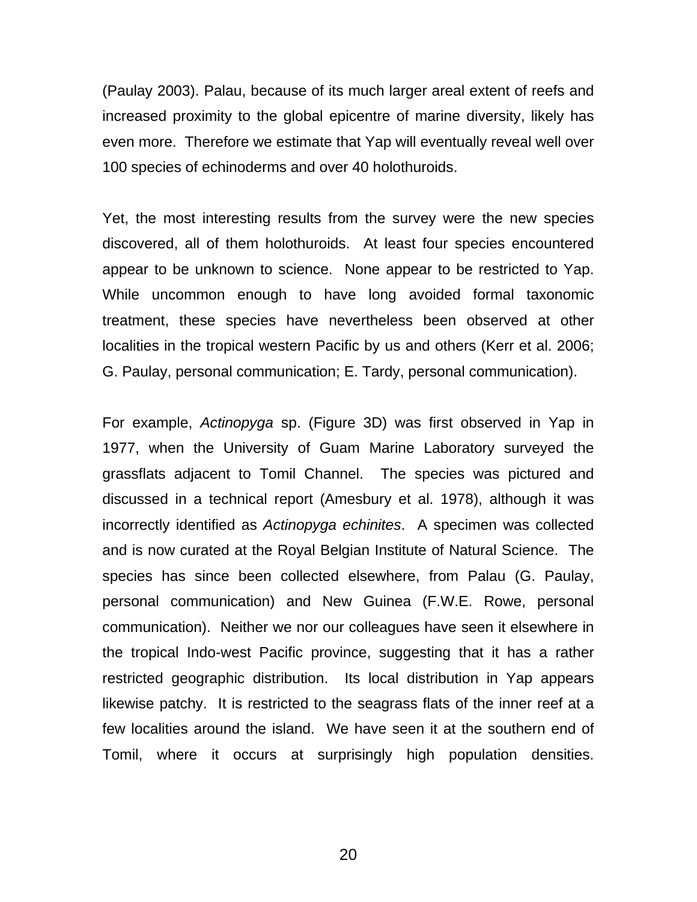(Paulay 2003). Palau, because of its much larger areal extent of reefs and increased proximity to the global epicentre of marine diversity, likely has even more. Therefore we estimate that Yap will eventually reveal well over 100 species of echinoderms and over 40 holothuroids.

Yet, the most interesting results from the survey were the new species discovered, all of them holothuroids. At least four species encountered appear to be unknown to science. None appear to be restricted to Yap. While uncommon enough to have long avoided formal taxonomic treatment, these species have nevertheless been observed at other localities in the tropical western Pacific by us and others (Kerr et al. 2006; G. Paulay, personal communication; E. Tardy, personal communication).

For example, *Actinopyga* sp. (Figure 3D) was first observed in Yap in 1977, when the University of Guam Marine Laboratory surveyed the grassflats adjacent to Tomil Channel. The species was pictured and discussed in a technical report (Amesbury et al. 1978), although it was incorrectly identified as *Actinopyga echinites*. A specimen was collected and is now curated at the Royal Belgian Institute of Natural Science. The species has since been collected elsewhere, from Palau (G. Paulay, personal communication) and New Guinea (F.W.E. Rowe, personal communication). Neither we nor our colleagues have seen it elsewhere in the tropical Indo-west Pacific province, suggesting that it has a rather restricted geographic distribution. Its local distribution in Yap appears likewise patchy. It is restricted to the seagrass flats of the inner reef at a few localities around the island. We have seen it at the southern end of Tomil, where it occurs at surprisingly high population densities.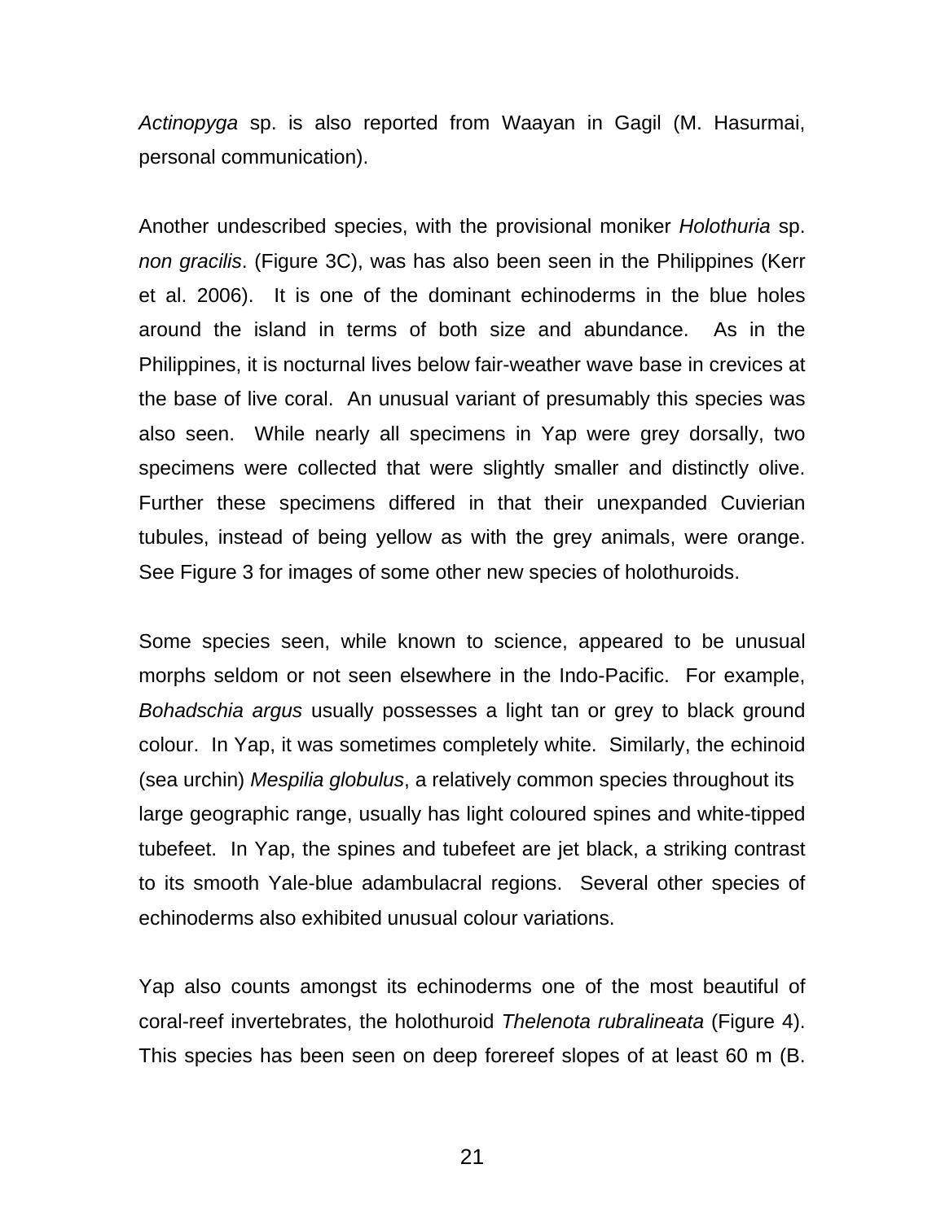*Actinopyga* sp. is also reported from Waayan in Gagil (M. Hasurmai, personal communication).

Another undescribed species, with the provisional moniker *Holothuria* sp. *non gracilis*. (Figure 3C), was has also been seen in the Philippines (Kerr et al. 2006). It is one of the dominant echinoderms in the blue holes around the island in terms of both size and abundance. As in the Philippines, it is nocturnal lives below fair-weather wave base in crevices at the base of live coral. An unusual variant of presumably this species was also seen. While nearly all specimens in Yap were grey dorsally, two specimens were collected that were slightly smaller and distinctly olive. Further these specimens differed in that their unexpanded Cuvierian tubules, instead of being yellow as with the grey animals, were orange. See Figure 3 for images of some other new species of holothuroids.

Some species seen, while known to science, appeared to be unusual morphs seldom or not seen elsewhere in the Indo-Pacific. For example, *Bohadschia argus* usually possesses a light tan or grey to black ground colour. In Yap, it was sometimes completely white. Similarly, the echinoid (sea urchin) *Mespilia globulus*, a relatively common species throughout its large geographic range, usually has light coloured spines and white-tipped tubefeet. In Yap, the spines and tubefeet are jet black, a striking contrast to its smooth Yale-blue adambulacral regions. Several other species of echinoderms also exhibited unusual colour variations.

Yap also counts amongst its echinoderms one of the most beautiful of coral-reef invertebrates, the holothuroid *Thelenota rubralineata* (Figure 4). This species has been seen on deep forereef slopes of at least 60 m (B.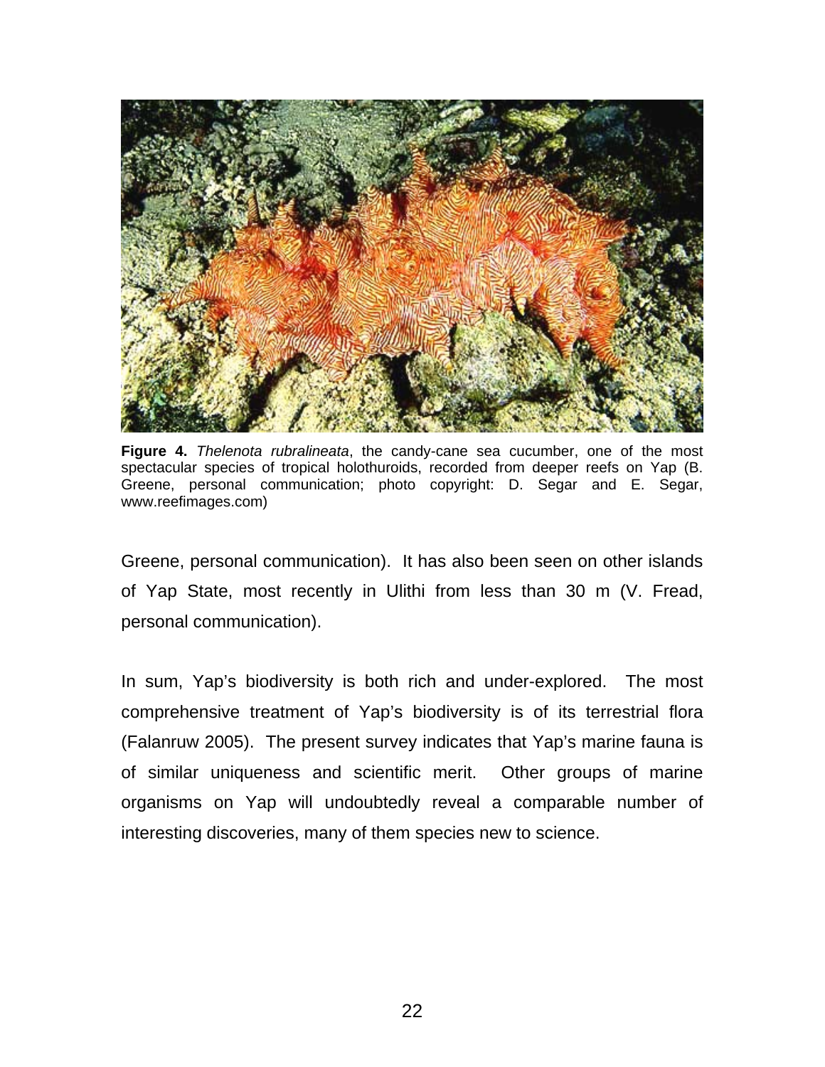**Figure 4.** *Thelenota rubralineata*, the candy-cane sea cucumber, one of the most spectacular species of tropical holothuroids, recorded from deeper reefs on Yap (B. Greene, personal communication; photo copyright: D. Segar and E. Segar, www.reefimages.com)

Greene, personal communication). It has also been seen on other islands of Yap State, most recently in Ulithi from less than 30 m (V. Fread, personal communication).

In sum, Yap's biodiversity is both rich and under-explored. The most comprehensive treatment of Yap's biodiversity is of its terrestrial flora (Falanruw 2005). The present survey indicates that Yap's marine fauna is of similar uniqueness and scientific merit. Other groups of marine organisms on Yap will undoubtedly reveal a comparable number of interesting discoveries, many of them species new to science.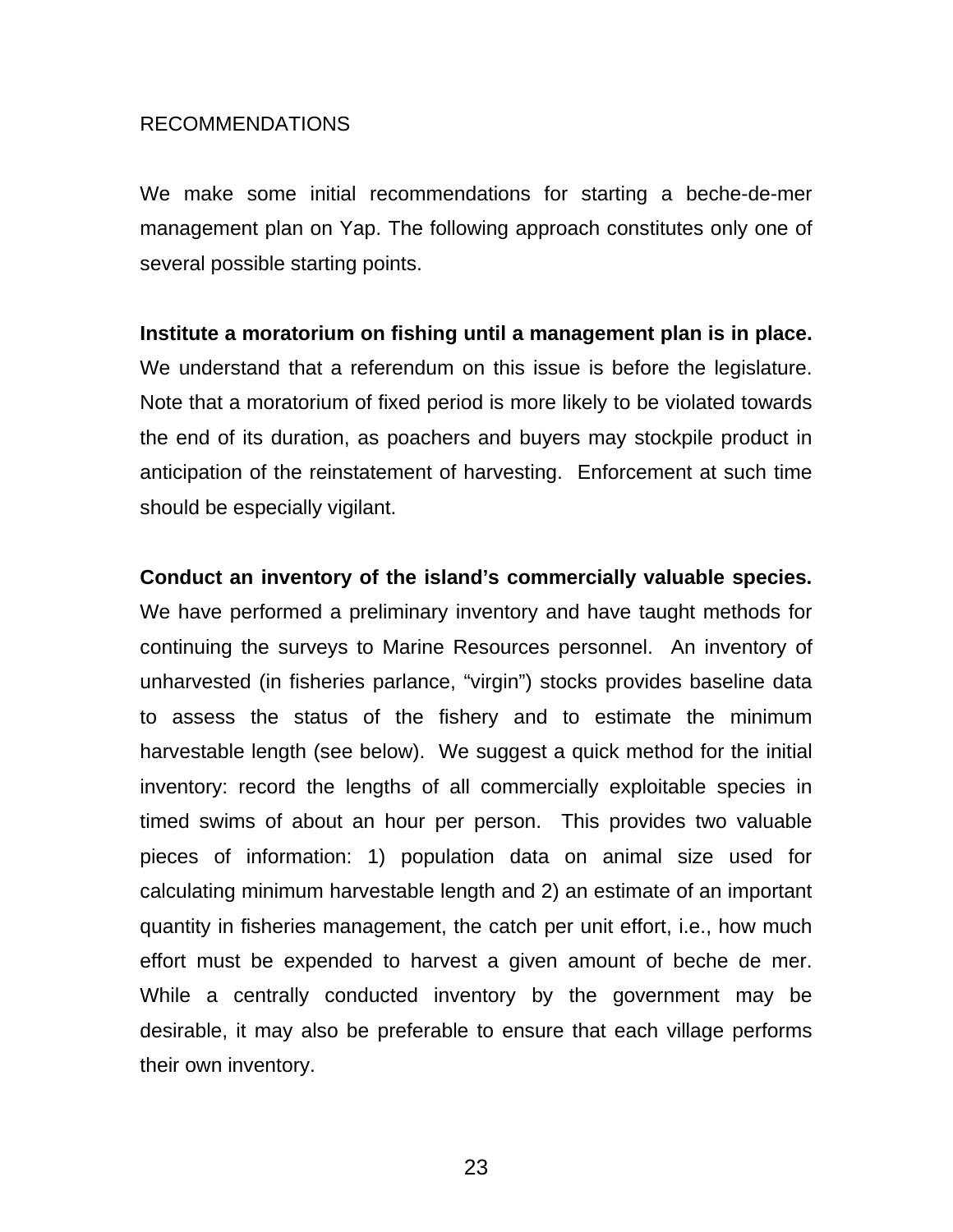## RECOMMENDATIONS

We make some initial recommendations for starting a beche-de-mer management plan on Yap. The following approach constitutes only one of several possible starting points.

**Institute a moratorium on fishing until a management plan is in place.** We understand that a referendum on this issue is before the legislature. Note that a moratorium of fixed period is more likely to be violated towards the end of its duration, as poachers and buyers may stockpile product in anticipation of the reinstatement of harvesting. Enforcement at such time should be especially vigilant.

**Conduct an inventory of the island's commercially valuable species.** We have performed a preliminary inventory and have taught methods for continuing the surveys to Marine Resources personnel. An inventory of unharvested (in fisheries parlance, "virgin") stocks provides baseline data to assess the status of the fishery and to estimate the minimum harvestable length (see below). We suggest a quick method for the initial inventory: record the lengths of all commercially exploitable species in timed swims of about an hour per person. This provides two valuable pieces of information: 1) population data on animal size used for calculating minimum harvestable length and 2) an estimate of an important quantity in fisheries management, the catch per unit effort, i.e., how much effort must be expended to harvest a given amount of beche de mer. While a centrally conducted inventory by the government may be desirable, it may also be preferable to ensure that each village performs their own inventory.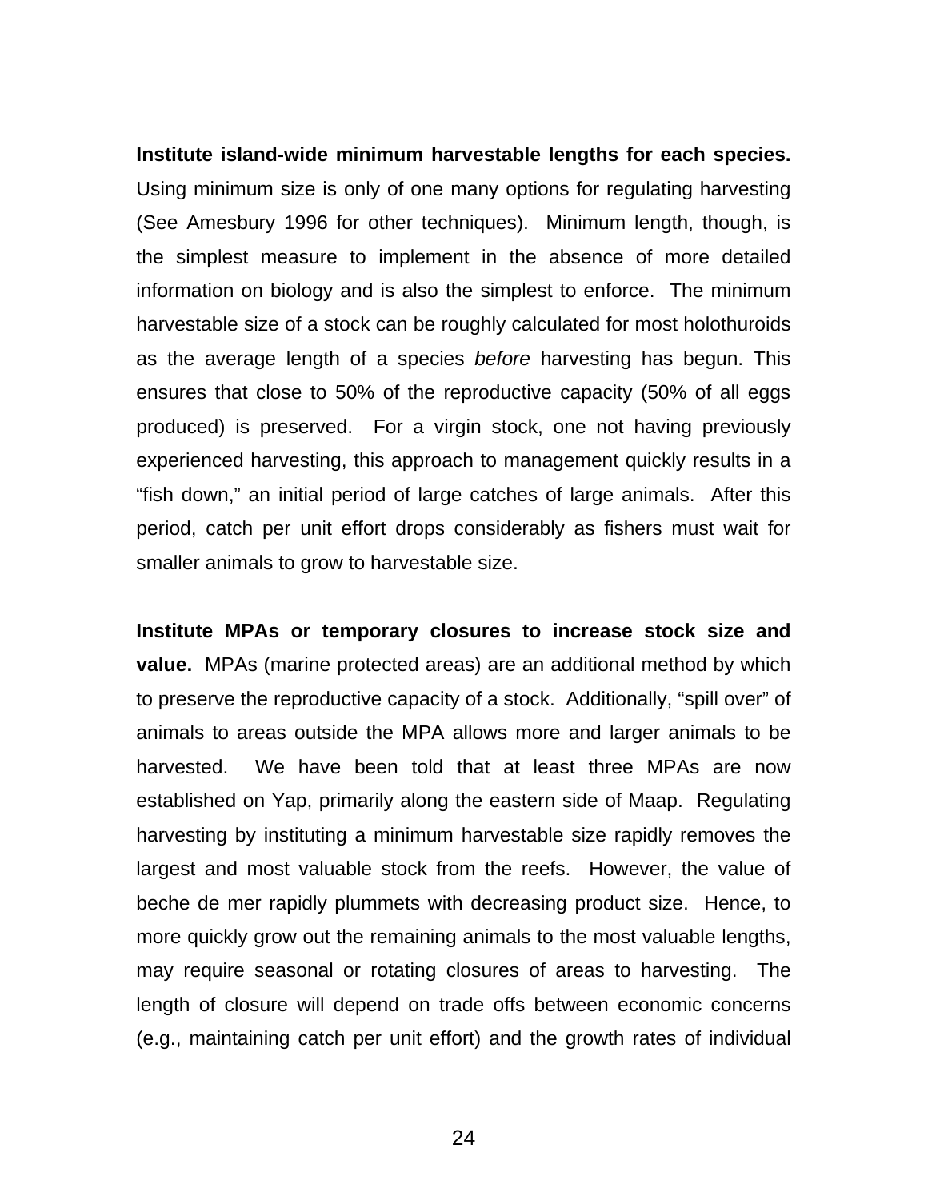**Institute island-wide minimum harvestable lengths for each species.** Using minimum size is only of one many options for regulating harvesting (See Amesbury 1996 for other techniques). Minimum length, though, is the simplest measure to implement in the absence of more detailed information on biology and is also the simplest to enforce. The minimum harvestable size of a stock can be roughly calculated for most holothuroids as the average length of a species *before* harvesting has begun. This ensures that close to 50% of the reproductive capacity (50% of all eggs produced) is preserved. For a virgin stock, one not having previously experienced harvesting, this approach to management quickly results in a "fish down," an initial period of large catches of large animals. After this period, catch per unit effort drops considerably as fishers must wait for smaller animals to grow to harvestable size.

**Institute MPAs or temporary closures to increase stock size and value.** MPAs (marine protected areas) are an additional method by which to preserve the reproductive capacity of a stock. Additionally, "spill over" of animals to areas outside the MPA allows more and larger animals to be harvested. We have been told that at least three MPAs are now established on Yap, primarily along the eastern side of Maap. Regulating harvesting by instituting a minimum harvestable size rapidly removes the largest and most valuable stock from the reefs. However, the value of beche de mer rapidly plummets with decreasing product size. Hence, to more quickly grow out the remaining animals to the most valuable lengths, may require seasonal or rotating closures of areas to harvesting. The length of closure will depend on trade offs between economic concerns (e.g., maintaining catch per unit effort) and the growth rates of individual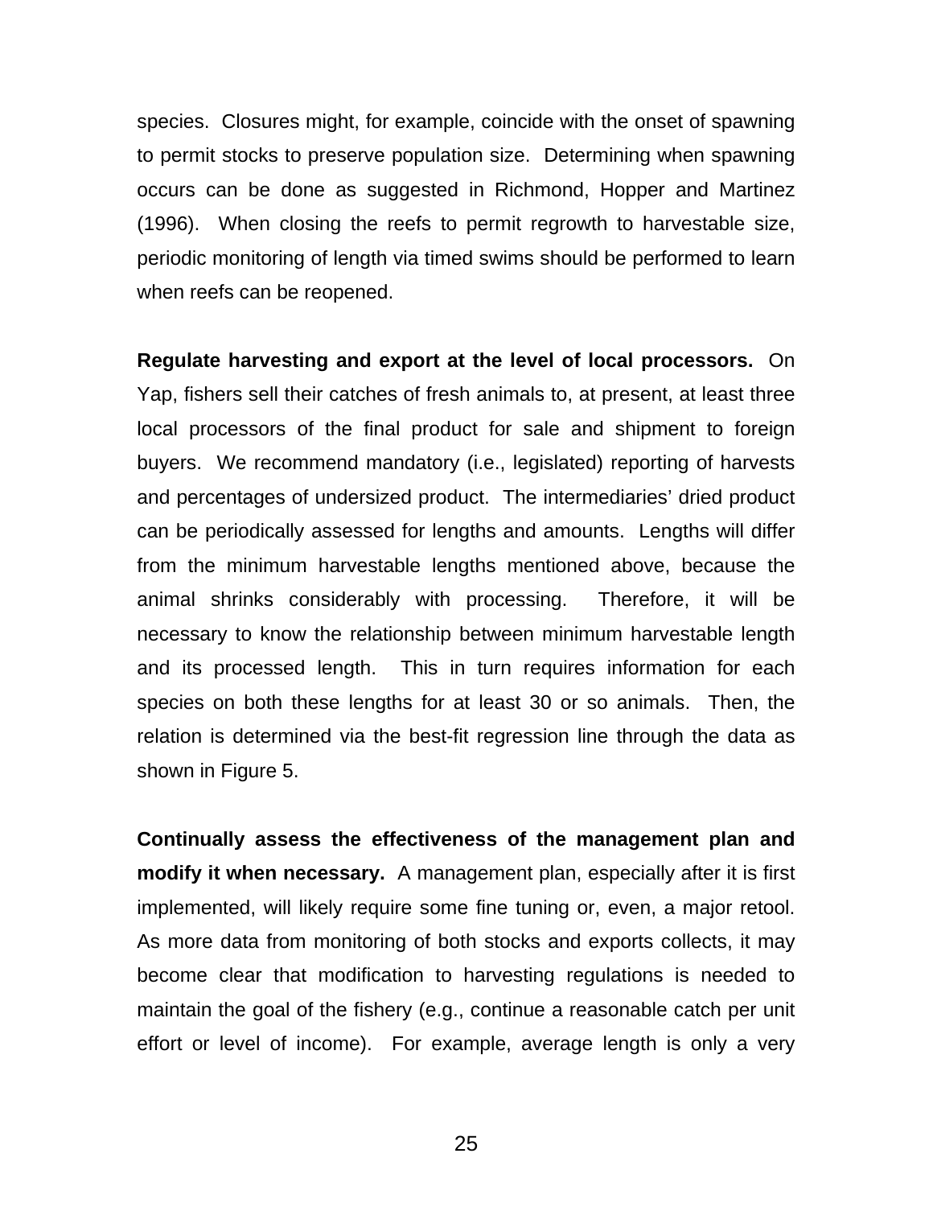species.  Closures might, for example, coincide with the onset of spawning to permit stocks to preserve population size.  Determining when spawning occurs can be done as suggested in Richmond, Hopper and Martinez (1996).  When closing the reefs to permit regrowth to harvestable size, periodic monitoring of length via timed swims should be performed to learn when reefs can be reopened.

**Regulate harvesting and export at the level of local processors.**  On Yap, fishers sell their catches of fresh animals to, at present, at least three local processors of the final product for sale and shipment to foreign buyers.  We recommend mandatory (i.e., legislated) reporting of harvests and percentages of undersized product.  The intermediaries' dried product can be periodically assessed for lengths and amounts.  Lengths will differ from the minimum harvestable lengths mentioned above, because the animal shrinks considerably with processing.  Therefore, it will be necessary to know the relationship between minimum harvestable length and its processed length.  This in turn requires information for each species on both these lengths for at least 30 or so animals.  Then, the relation is determined via the best-fit regression line through the data as shown in Figure 5.

**Continually assess the effectiveness of the management plan and modify it when necessary.**  A management plan, especially after it is first implemented, will likely require some fine tuning or, even, a major retool. As more data from monitoring of both stocks and exports collects, it may become clear that modification to harvesting regulations is needed to maintain the goal of the fishery (e.g., continue a reasonable catch per unit effort or level of income).  For example, average length is only a very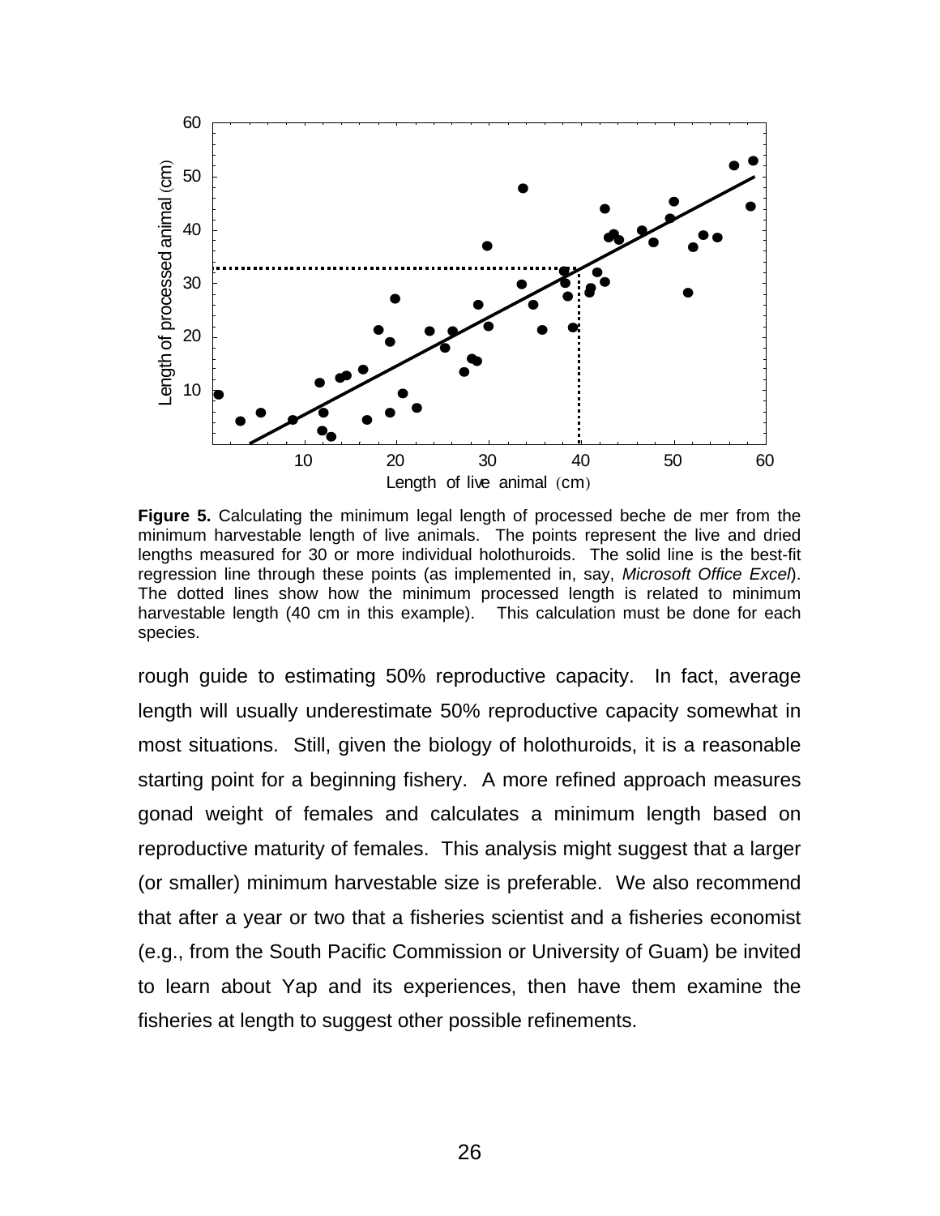**Figure 5.** Calculating the minimum legal length of processed beche de mer from the minimum harvestable length of live animals. The points represent the live and dried lengths measured for 30 or more individual holothuroids. The solid line is the best-fit regression line through these points (as implemented in, say, *Microsoft Office Excel*). The dotted lines show how the minimum processed length is related to minimum harvestable length (40 cm in this example). This calculation must be done for each species.

rough guide to estimating 50% reproductive capacity. In fact, average length will usually underestimate 50% reproductive capacity somewhat in most situations. Still, given the biology of holothuroids, it is a reasonable starting point for a beginning fishery. A more refined approach measures gonad weight of females and calculates a minimum length based on reproductive maturity of females. This analysis might suggest that a larger (or smaller) minimum harvestable size is preferable. We also recommend that after a year or two that a fisheries scientist and a fisheries economist (e.g., from the South Pacific Commission or University of Guam) be invited to learn about Yap and its experiences, then have them examine the fisheries at length to suggest other possible refinements.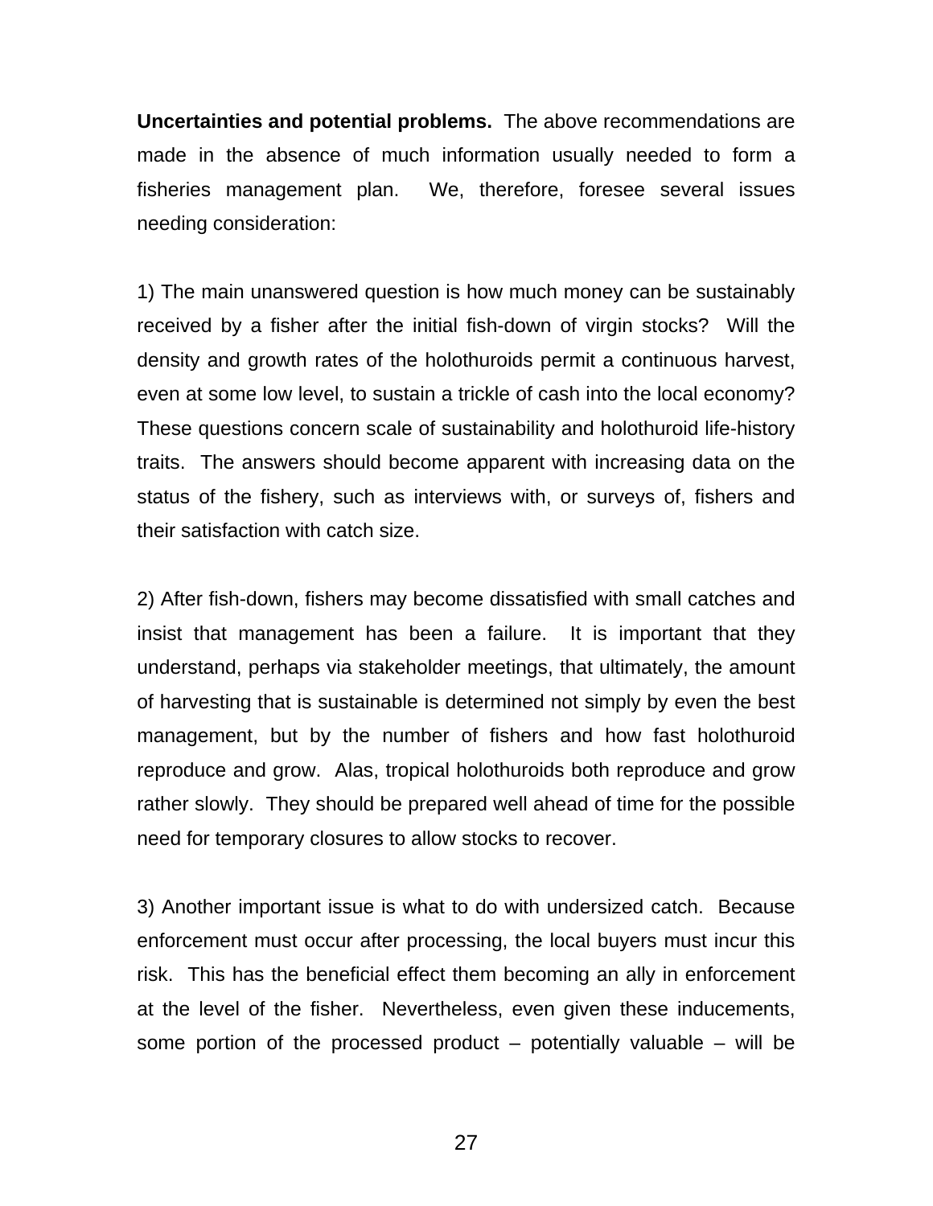**Uncertainties and potential problems.** The above recommendations are made in the absence of much information usually needed to form a fisheries management plan. We, therefore, foresee several issues needing consideration:

1) The main unanswered question is how much money can be sustainably received by a fisher after the initial fish-down of virgin stocks? Will the density and growth rates of the holothuroids permit a continuous harvest, even at some low level, to sustain a trickle of cash into the local economy? These questions concern scale of sustainability and holothuroid life-history traits. The answers should become apparent with increasing data on the status of the fishery, such as interviews with, or surveys of, fishers and their satisfaction with catch size.

2) After fish-down, fishers may become dissatisfied with small catches and insist that management has been a failure. It is important that they understand, perhaps via stakeholder meetings, that ultimately, the amount of harvesting that is sustainable is determined not simply by even the best management, but by the number of fishers and how fast holothuroid reproduce and grow. Alas, tropical holothuroids both reproduce and grow rather slowly. They should be prepared well ahead of time for the possible need for temporary closures to allow stocks to recover.

3) Another important issue is what to do with undersized catch. Because enforcement must occur after processing, the local buyers must incur this risk. This has the beneficial effect them becoming an ally in enforcement at the level of the fisher. Nevertheless, even given these inducements, some portion of the processed product – potentially valuable – will be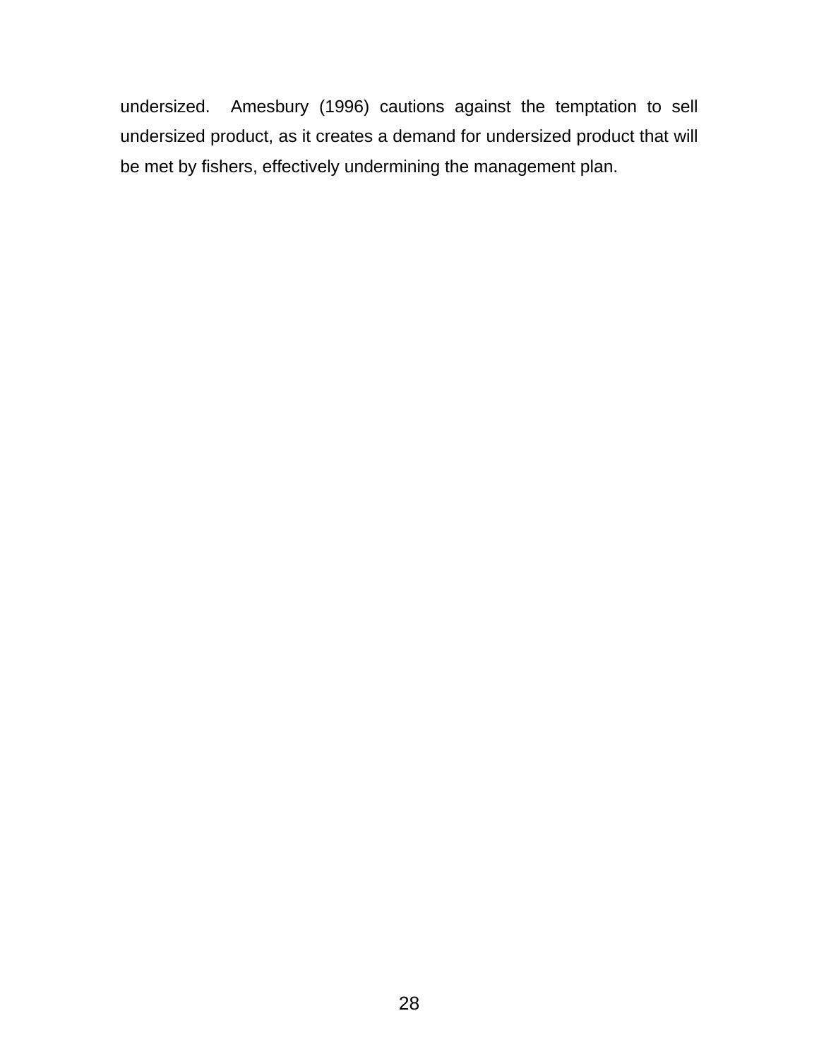undersized.  Amesbury (1996) cautions against the temptation to sell undersized product, as it creates a demand for undersized product that will be met by fishers, effectively undermining the management plan.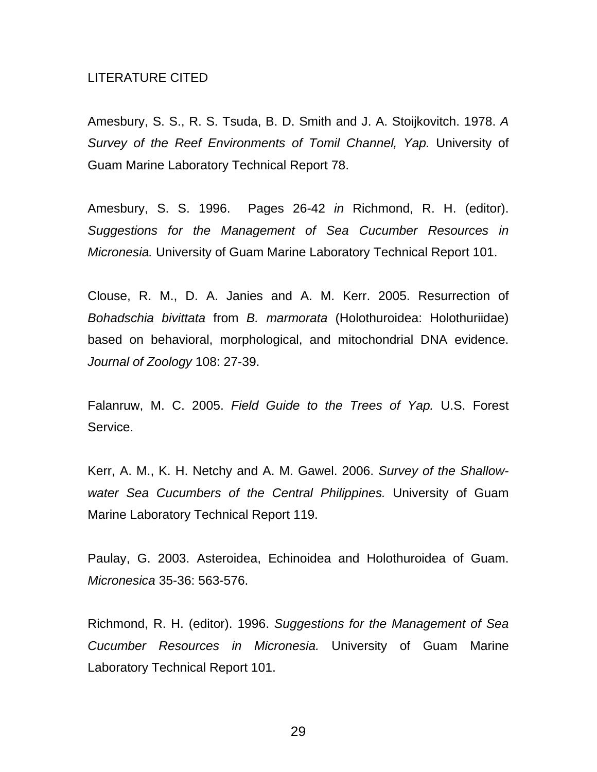## LITERATURE CITED

Amesbury, S. S., R. S. Tsuda, B. D. Smith and J. A. Stoijkovitch. 1978. *A Survey of the Reef Environments of Tomil Channel, Yap.* University of Guam Marine Laboratory Technical Report 78.

Amesbury, S. S. 1996. Pages 26-42 *in* Richmond, R. H. (editor). *Suggestions for the Management of Sea Cucumber Resources in Micronesia.* University of Guam Marine Laboratory Technical Report 101.

Clouse, R. M., D. A. Janies and A. M. Kerr. 2005. Resurrection of *Bohadschia bivittata* from *B. marmorata* (Holothuroidea: Holothuriidae) based on behavioral, morphological, and mitochondrial DNA evidence. *Journal of Zoology* 108: 27-39.

Falanruw, M. C. 2005. *Field Guide to the Trees of Yap.* U.S. Forest Service.

Kerr, A. M., K. H. Netchy and A. M. Gawel. 2006. *Survey of the Shallow-water Sea Cucumbers of the Central Philippines.* University of Guam Marine Laboratory Technical Report 119.

Paulay, G. 2003. Asteroidea, Echinoidea and Holothuroidea of Guam. *Micronesica* 35-36: 563-576.

Richmond, R. H. (editor). 1996. *Suggestions for the Management of Sea Cucumber Resources in Micronesia.* University of Guam Marine Laboratory Technical Report 101.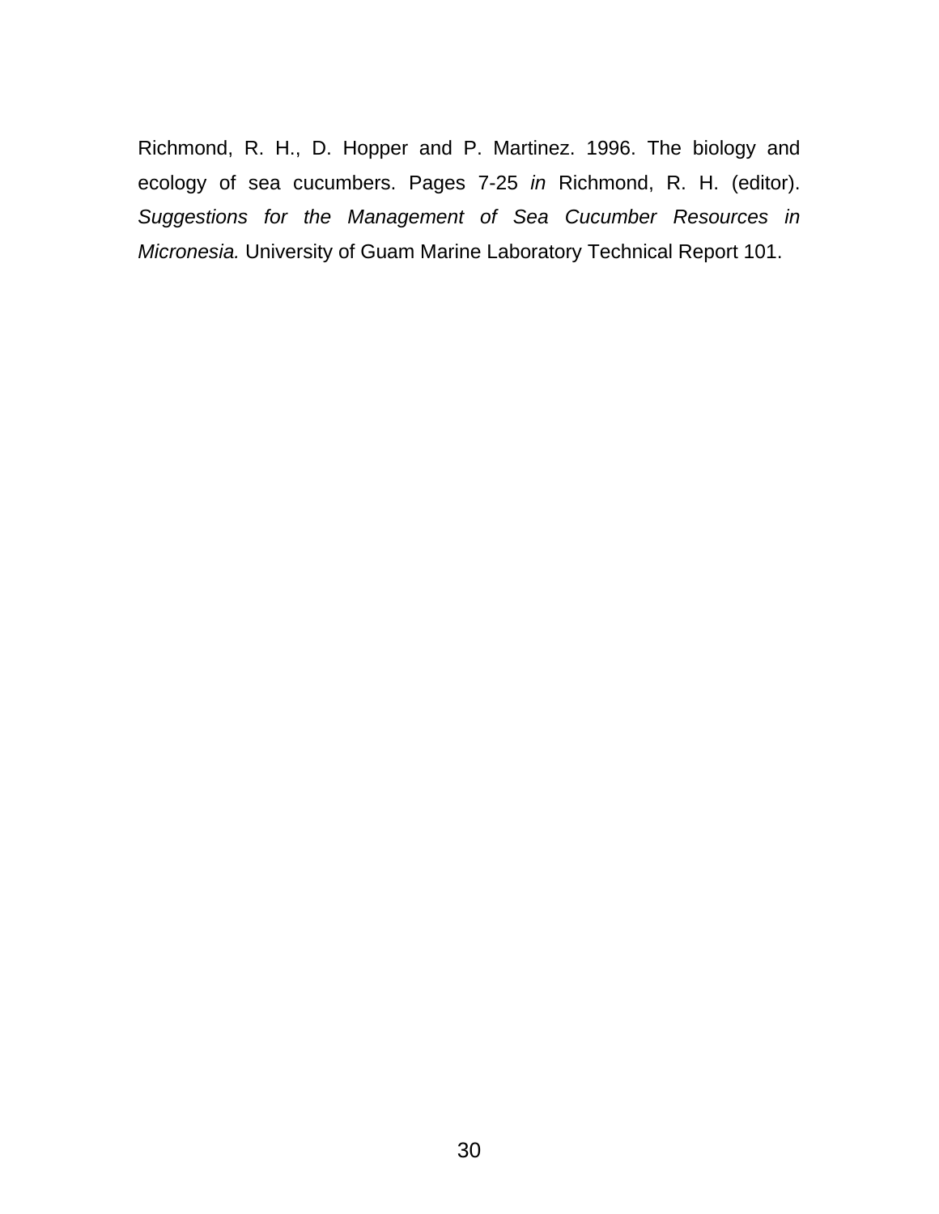Richmond, R. H., D. Hopper and P. Martinez. 1996. The biology and ecology of sea cucumbers. Pages 7-25 *in* Richmond, R. H. (editor). *Suggestions for the Management of Sea Cucumber Resources in Micronesia.* University of Guam Marine Laboratory Technical Report 101.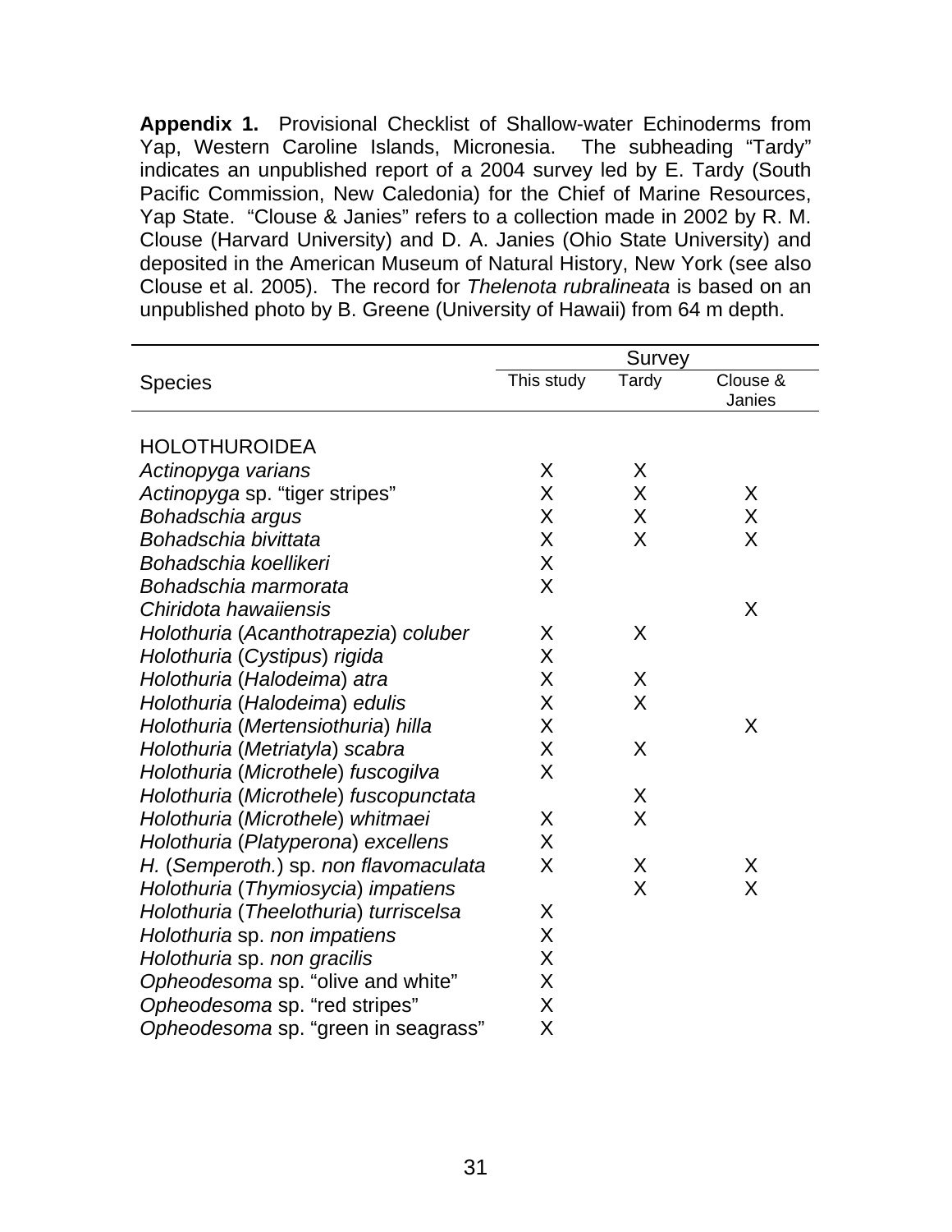**Appendix 1.** Provisional Checklist of Shallow-water Echinoderms from Yap, Western Caroline Islands, Micronesia. The subheading "Tardy" indicates an unpublished report of a 2004 survey led by E. Tardy (South Pacific Commission, New Caledonia) for the Chief of Marine Resources, Yap State. "Clouse & Janies" refers to a collection made in 2002 by R. M. Clouse (Harvard University) and D. A. Janies (Ohio State University) and deposited in the American Museum of Natural History, New York (see also Clouse et al. 2005). The record for *Thelenota rubralineata* is based on an unpublished photo by B. Greene (University of Hawaii) from 64 m depth.

| Species | Survey | | |
|---|---|---|---|
| | This study | Tardy | Clouse & Janies |
| HOLOTHUROIDEA | | | |
| *Actinopyga varians* | X | X | |
| *Actinopyga* sp. "tiger stripes" | X | X | X |
| *Bohadschia argus* | X | X | X |
| *Bohadschia bivittata* | X | X | X |
| *Bohadschia koellikeri* | X | | |
| *Bohadschia marmorata* | X | | |
| *Chiridota hawaiiensis* | | | X |
| *Holothuria* (*Acanthotrapezia*) *coluber* | X | X | |
| *Holothuria* (*Cystipus*) *rigida* | X | | |
| *Holothuria* (*Halodeima*) *atra* | X | X | |
| *Holothuria* (*Halodeima*) *edulis* | X | X | |
| *Holothuria* (*Mertensiothuria*) *hilla* | X | | X |
| *Holothuria* (*Metriatyla*) *scabra* | X | X | |
| *Holothuria* (*Microthele*) *fuscogilva* | X | | |
| *Holothuria* (*Microthele*) *fuscopunctata* | | X | |
| *Holothuria* (*Microthele*) *whitmaei* | X | X | |
| *Holothuria* (*Platyperona*) *excellens* | X | | |
| *H.* (*Semperoth.*) sp. *non flavomaculata* | X | X | X |
| *Holothuria* (*Thymiosycia*) *impatiens* | | X | X |
| *Holothuria* (*Theelothuria*) *turriscelsa* | X | | |
| *Holothuria* sp. *non impatiens* | X | | |
| *Holothuria* sp. *non gracilis* | X | | |
| *Opheodesoma* sp. "olive and white" | X | | |
| *Opheodesoma* sp. "red stripes" | X | | |
| *Opheodesoma* sp. "green in seagrass" | X | | |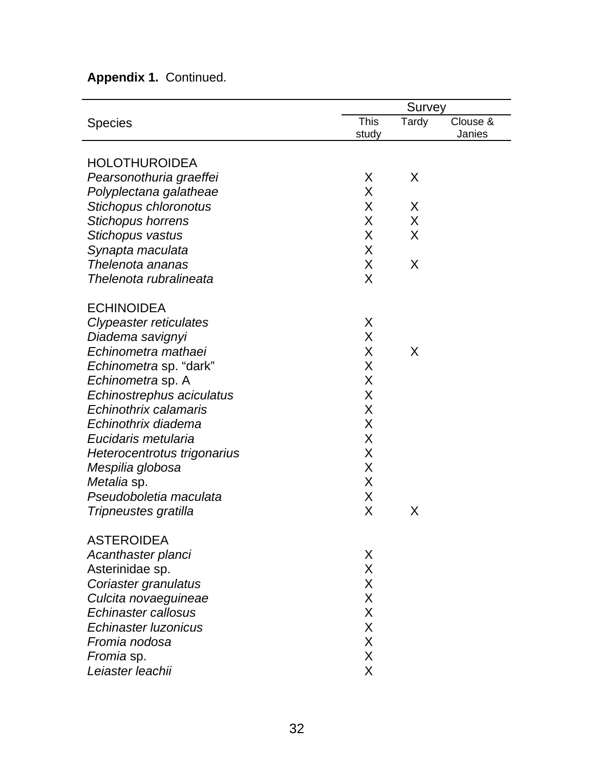**Appendix 1.** Continued.

| Species | Survey | | |
|---|---|---|---|
| | This study | Tardy | Clouse & Janies |
| HOLOTHUROIDEA | | | |
| *Pearsonothuria graeffei* | X | X | |
| *Polyplectana galatheae* | X | | |
| *Stichopus chloronotus* | X | X | |
| *Stichopus horrens* | X | X | |
| *Stichopus vastus* | X | X | |
| *Synapta maculata* | X | | |
| *Thelenota ananas* | X | X | |
| *Thelenota rubralineata* | X | | |
| ECHINOIDEA | | | |
| *Clypeaster reticulates* | X | | |
| *Diadema savignyi* | X | | |
| *Echinometra mathaei* | X | X | |
| *Echinometra* sp. "dark" | X | | |
| *Echinometra* sp. A | X | | |
| *Echinostrephus aciculatus* | X | | |
| *Echinothrix calamaris* | X | | |
| *Echinothrix diadema* | X | | |
| *Eucidaris metularia* | X | | |
| *Heterocentrotus trigonarius* | X | | |
| *Mespilia globosa* | X | | |
| *Metalia* sp. | X | | |
| *Pseudoboletia maculata* | X | | |
| *Tripneustes gratilla* | X | X | |
| ASTEROIDEA | | | |
| *Acanthaster planci* | X | | |
| Asterinidae sp. | X | | |
| *Coriaster granulatus* | X | | |
| *Culcita novaeguineae* | X | | |
| *Echinaster callosus* | X | | |
| *Echinaster luzonicus* | X | | |
| *Fromia nodosa* | X | | |
| *Fromia* sp. | X | | |
| *Leiaster leachii* | X | | |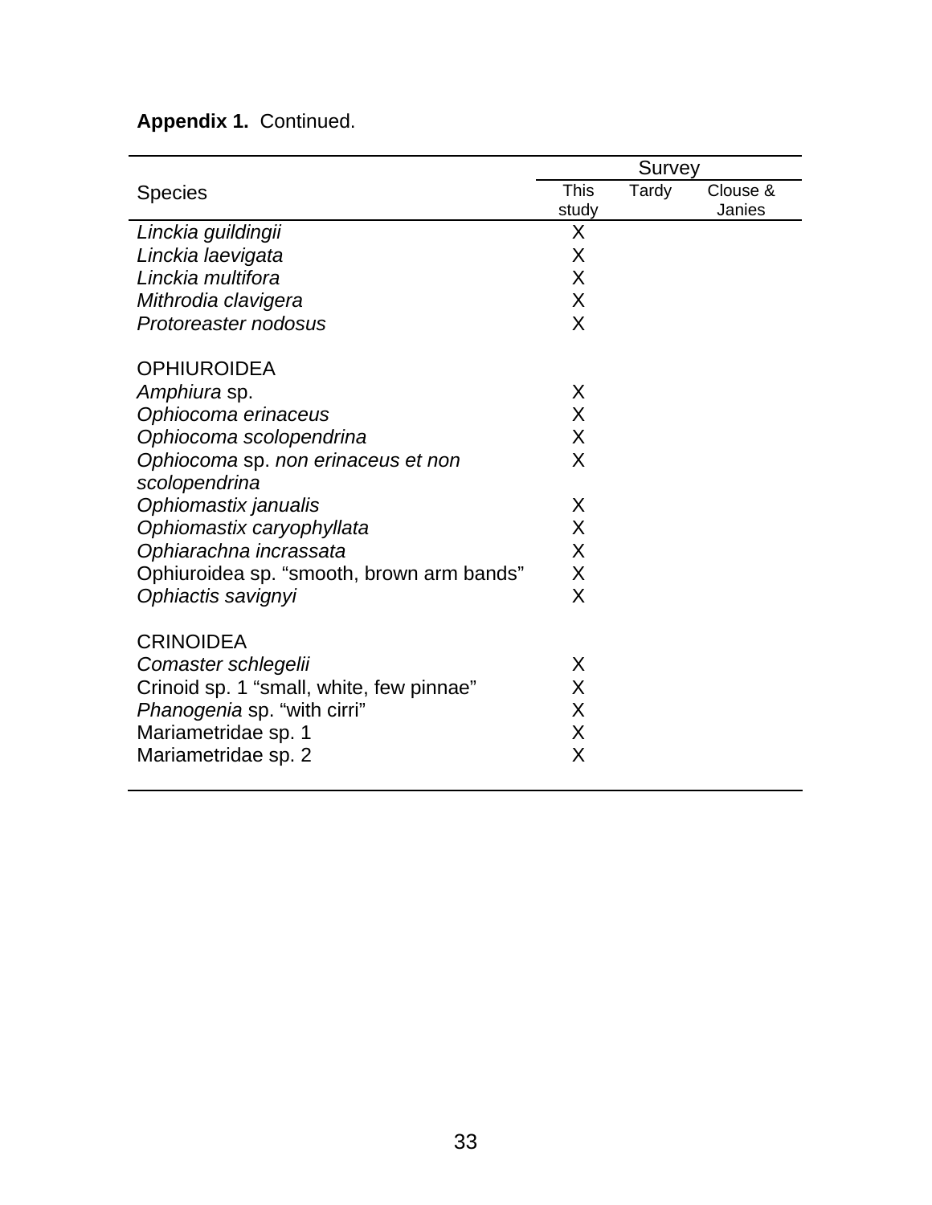**Appendix 1.** Continued.

| Species | Survey | | |
|---|---|---|---|
| | This study | Tardy | Clouse & Janies |
| *Linckia guildingii* | X | | |
| *Linckia laevigata* | X | | |
| *Linckia multifora* | X | | |
| *Mithrodia clavigera* | X | | |
| *Protoreaster nodosus* | X | | |
| | | | |
| OPHIUROIDEA | | | |
| *Amphiura* sp. | X | | |
| *Ophiocoma erinaceus* | X | | |
| *Ophiocoma scolopendrina* | X | | |
| *Ophiocoma* sp. *non erinaceus et non scolopendrina* | X | | |
| *Ophiomastix janualis* | X | | |
| *Ophiomastix caryophyllata* | X | | |
| *Ophiarachna incrassata* | X | | |
| Ophiuroidea sp. “smooth, brown arm bands” | X | | |
| *Ophiactis savignyi* | X | | |
| | | | |
| CRINOIDEA | | | |
| *Comaster schlegelii* | X | | |
| Crinoid sp. 1 “small, white, few pinnae” | X | | |
| *Phanogenia* sp. “with cirri” | X | | |
| Mariametridae sp. 1 | X | | |
| Mariametridae sp. 2 | X | | |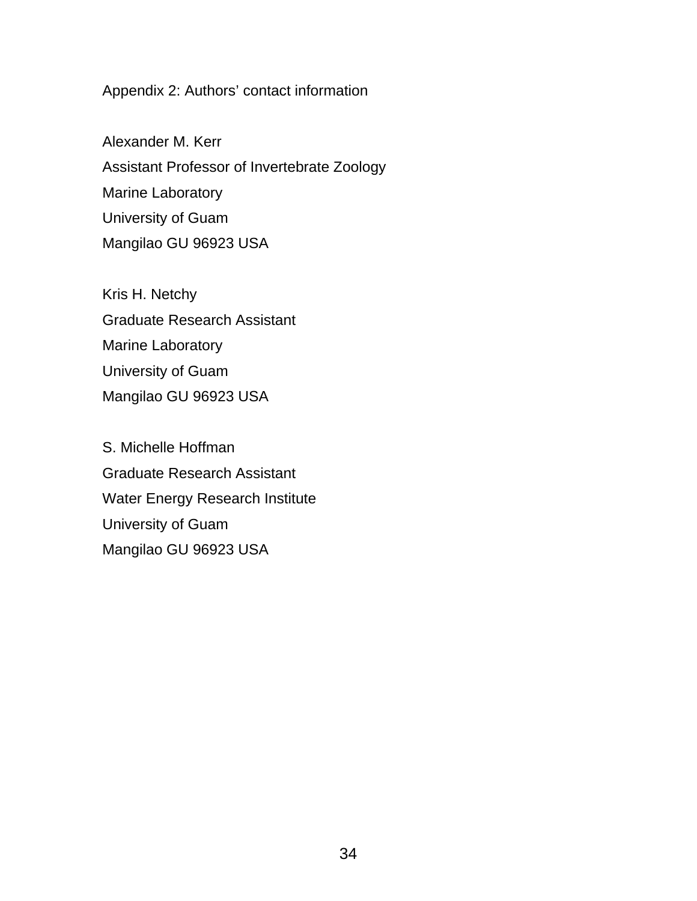Appendix 2: Authors' contact information

Alexander M. Kerr
Assistant Professor of Invertebrate Zoology
Marine Laboratory
University of Guam
Mangilao GU 96923 USA

Kris H. Netchy
Graduate Research Assistant
Marine Laboratory
University of Guam
Mangilao GU 96923 USA

S. Michelle Hoffman
Graduate Research Assistant
Water Energy Research Institute
University of Guam
Mangilao GU 96923 USA